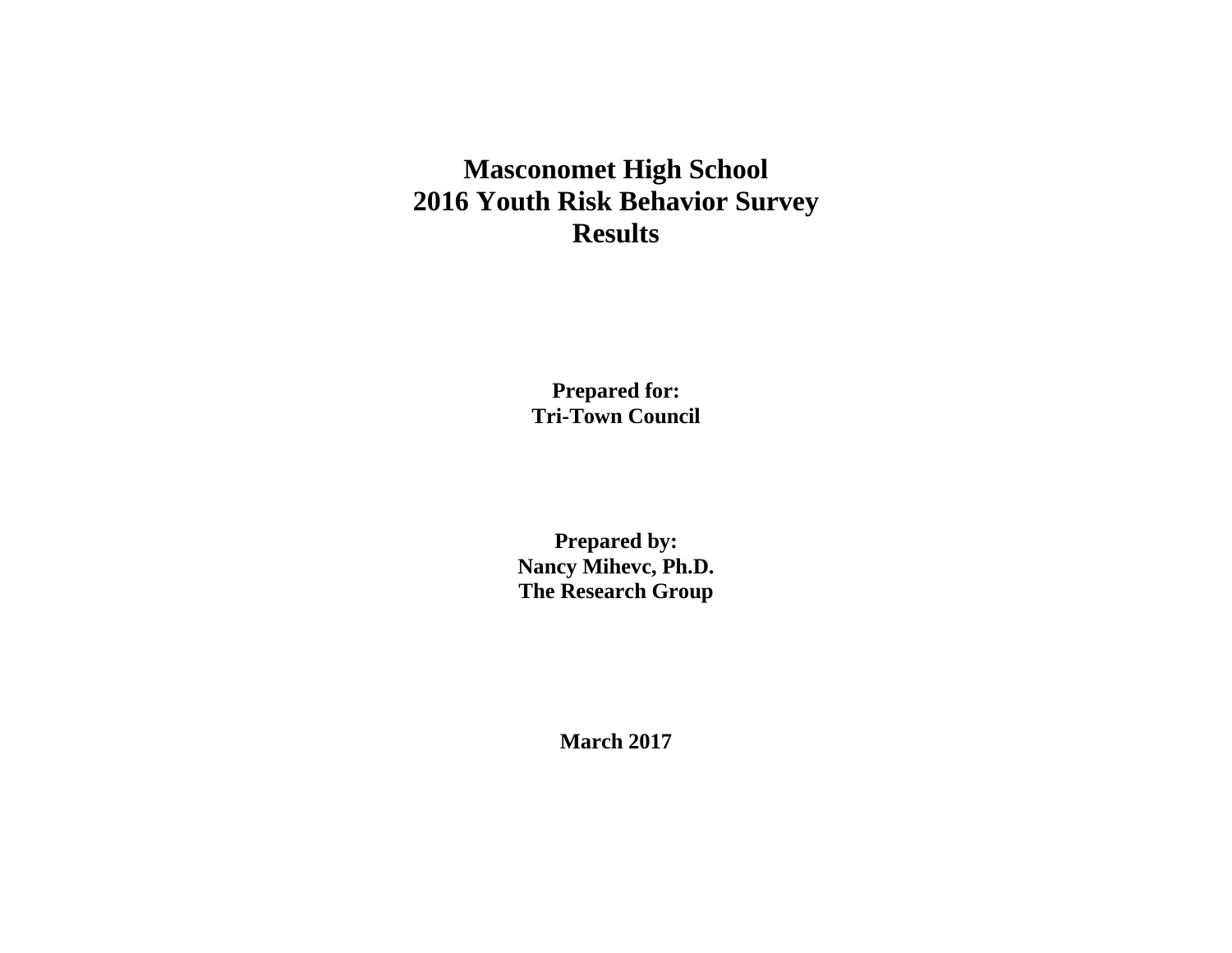# Masconomet High School
# 2016 Youth Risk Behavior Survey
# Results

**Prepared for:**
**Tri-Town Council**

**Prepared by:**
**Nancy Mihevc, Ph.D.**
**The Research Group**

**March 2017**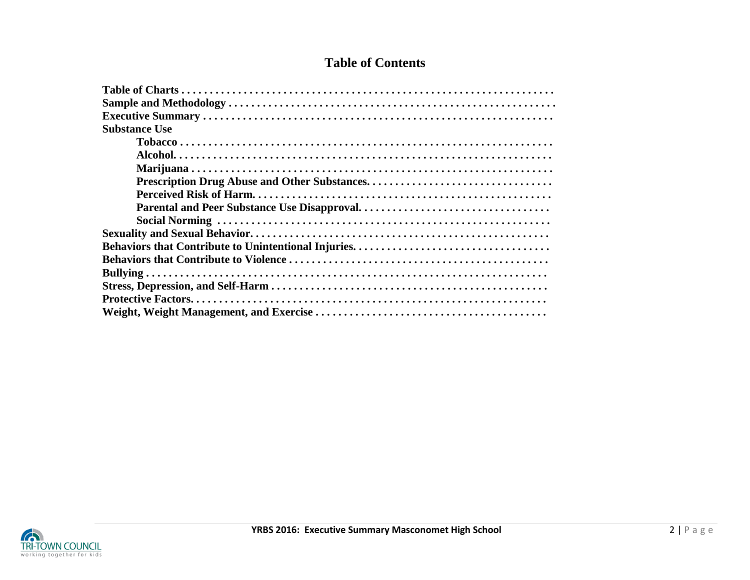# Table of Contents

**Table of Charts . . . . . . . . . . . . . . . . . . . . . . . . . . . . . . . . . . . . . . . . . . . . . . . . . . . . . . . . . . . . . .**

**Sample and Methodology . . . . . . . . . . . . . . . . . . . . . . . . . . . . . . . . . . . . . . . . . . . . . . . . . . . . . .**

**Executive Summary . . . . . . . . . . . . . . . . . . . . . . . . . . . . . . . . . . . . . . . . . . . . . . . . . . . . . . . . .**

**Substance Use**

- **Tobacco . . . . . . . . . . . . . . . . . . . . . . . . . . . . . . . . . . . . . . . . . . . . . . . . . . . . . . . . . . . . . . . .**
- **Alcohol. . . . . . . . . . . . . . . . . . . . . . . . . . . . . . . . . . . . . . . . . . . . . . . . . . . . . . . . . . . . . . . . .**
- **Marijuana . . . . . . . . . . . . . . . . . . . . . . . . . . . . . . . . . . . . . . . . . . . . . . . . . . . . . . . . . . . . . . .**
- **Prescription Drug Abuse and Other Substances. . . . . . . . . . . . . . . . . . . . . . . . . . . . . . . .**
- **Perceived Risk of Harm. . . . . . . . . . . . . . . . . . . . . . . . . . . . . . . . . . . . . . . . . . . . . . . . . . .**
- **Parental and Peer Substance Use Disapproval. . . . . . . . . . . . . . . . . . . . . . . . . . . . . . . . .**
- **Social Norming . . . . . . . . . . . . . . . . . . . . . . . . . . . . . . . . . . . . . . . . . . . . . . . . . . . . . . . . .**

**Sexuality and Sexual Behavior. . . . . . . . . . . . . . . . . . . . . . . . . . . . . . . . . . . . . . . . . . . . . . . . . .**

**Behaviors that Contribute to Unintentional Injuries. . . . . . . . . . . . . . . . . . . . . . . . . . . . . . . . . .**

**Behaviors that Contribute to Violence . . . . . . . . . . . . . . . . . . . . . . . . . . . . . . . . . . . . . . . . . . . .**

**Bullying . . . . . . . . . . . . . . . . . . . . . . . . . . . . . . . . . . . . . . . . . . . . . . . . . . . . . . . . . . . . . . . . . . .**

**Stress, Depression, and Self-Harm . . . . . . . . . . . . . . . . . . . . . . . . . . . . . . . . . . . . . . . . . . . . . . .**

**Protective Factors. . . . . . . . . . . . . . . . . . . . . . . . . . . . . . . . . . . . . . . . . . . . . . . . . . . . . . . . . . . .**

**Weight, Weight Management, and Exercise . . . . . . . . . . . . . . . . . . . . . . . . . . . . . . . . . . . . . . .**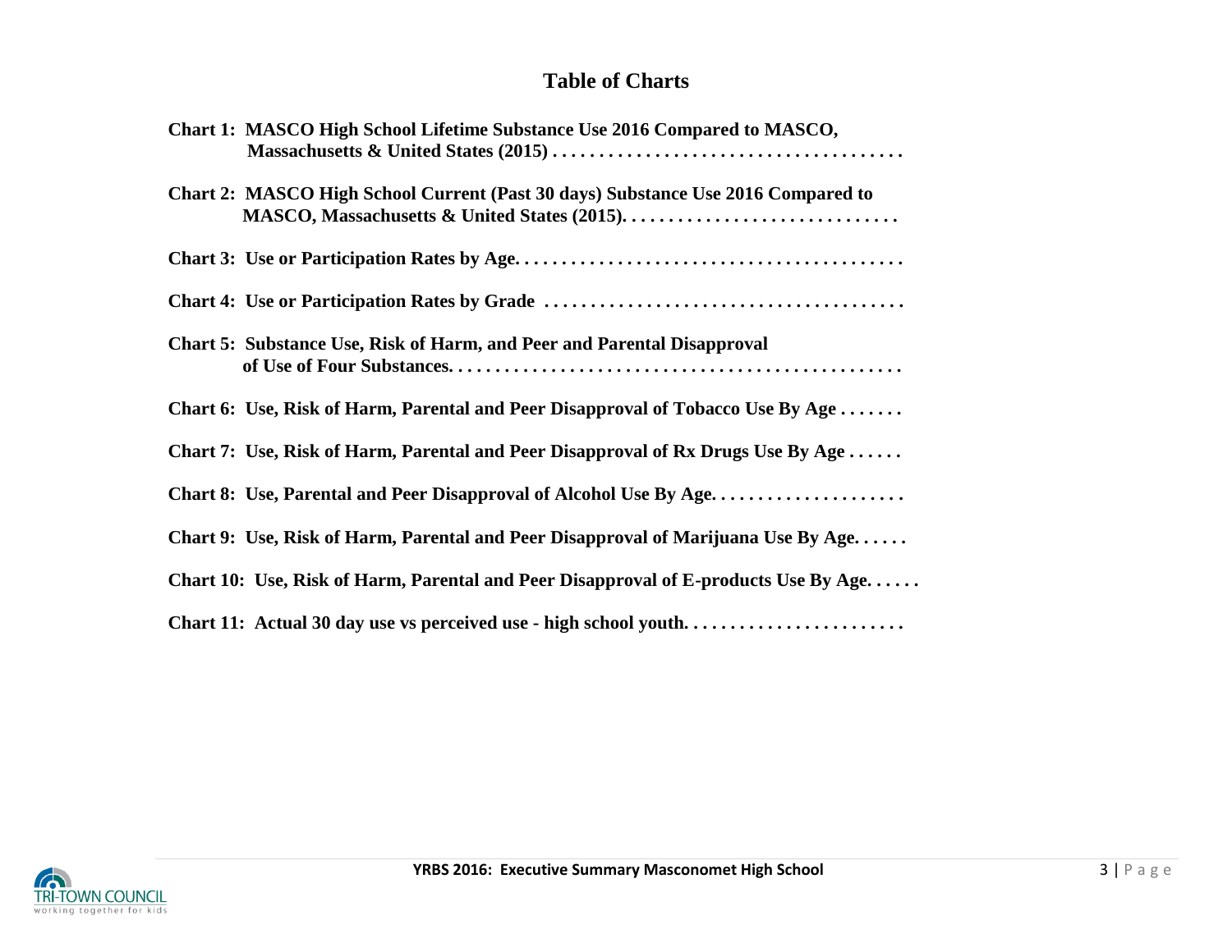## Table of Charts

**Chart 1: MASCO High School Lifetime Substance Use 2016 Compared to MASCO, Massachusetts & United States (2015) . . . . . . . . . . . . . . . . . . . . . . . . . . . . . . . . . . . . .**

**Chart 2: MASCO High School Current (Past 30 days) Substance Use 2016 Compared to MASCO, Massachusetts & United States (2015). . . . . . . . . . . . . . . . . . . . . . . . . . . . .**

**Chart 3: Use or Participation Rates by Age. . . . . . . . . . . . . . . . . . . . . . . . . . . . . . . . . . . . . . . .**

**Chart 4: Use or Participation Rates by Grade . . . . . . . . . . . . . . . . . . . . . . . . . . . . . . . . . . . . . .**

**Chart 5: Substance Use, Risk of Harm, and Peer and Parental Disapproval of Use of Four Substances. . . . . . . . . . . . . . . . . . . . . . . . . . . . . . . . . . . . . . . . . . . . . . . .**

**Chart 6: Use, Risk of Harm, Parental and Peer Disapproval of Tobacco Use By Age . . . . . . .**

**Chart 7: Use, Risk of Harm, Parental and Peer Disapproval of Rx Drugs Use By Age . . . . . .**

**Chart 8: Use, Parental and Peer Disapproval of Alcohol Use By Age. . . . . . . . . . . . . . . . . . . .**

**Chart 9: Use, Risk of Harm, Parental and Peer Disapproval of Marijuana Use By Age. . . . . .**

**Chart 10: Use, Risk of Harm, Parental and Peer Disapproval of E-products Use By Age. . . . . .**

**Chart 11: Actual 30 day use vs perceived use - high school youth. . . . . . . . . . . . . . . . . . . . . . .**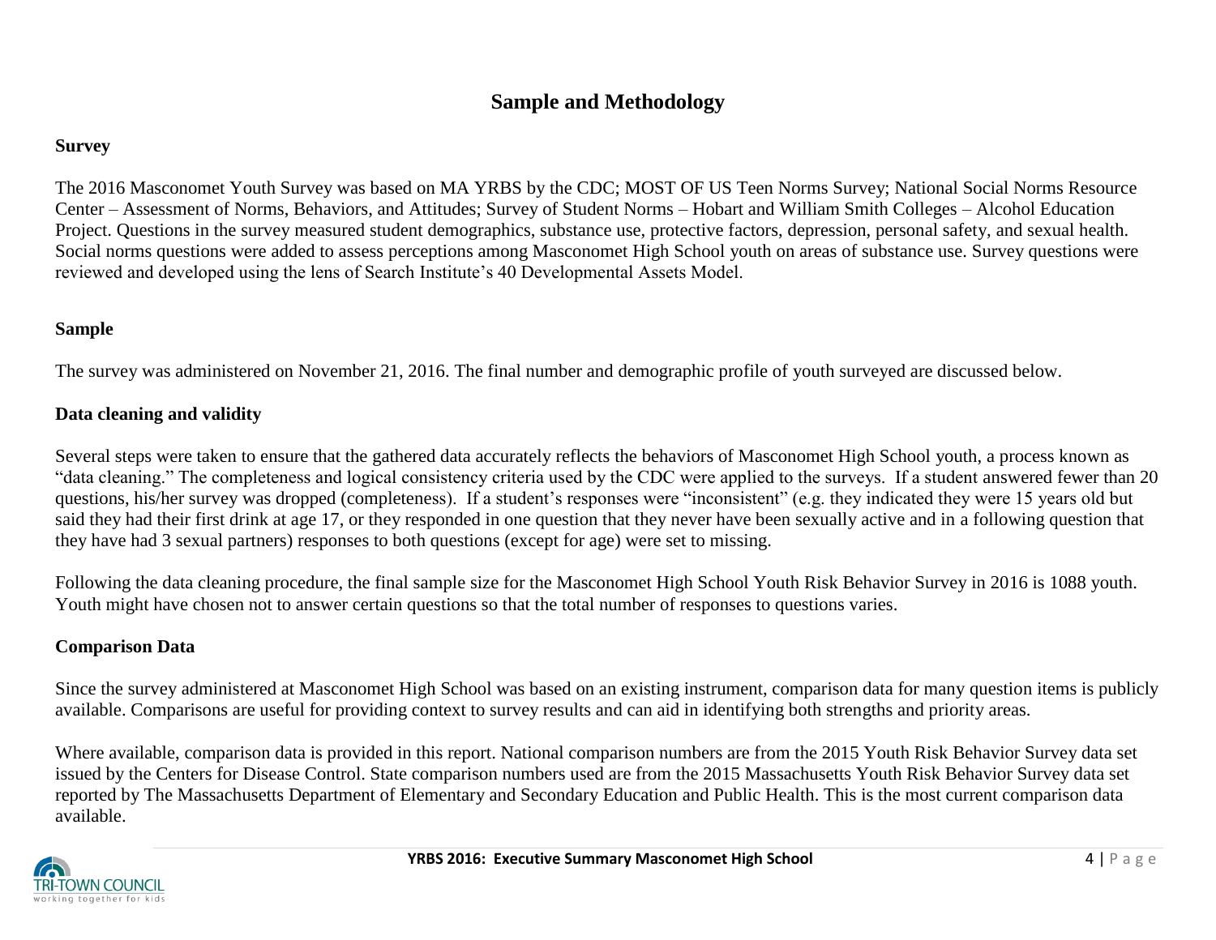# Sample and Methodology

## Survey

The 2016 Masconomet Youth Survey was based on MA YRBS by the CDC; MOST OF US Teen Norms Survey; National Social Norms Resource Center – Assessment of Norms, Behaviors, and Attitudes; Survey of Student Norms – Hobart and William Smith Colleges – Alcohol Education Project. Questions in the survey measured student demographics, substance use, protective factors, depression, personal safety, and sexual health. Social norms questions were added to assess perceptions among Masconomet High School youth on areas of substance use. Survey questions were reviewed and developed using the lens of Search Institute's 40 Developmental Assets Model.

## Sample

The survey was administered on November 21, 2016. The final number and demographic profile of youth surveyed are discussed below.

## Data cleaning and validity

Several steps were taken to ensure that the gathered data accurately reflects the behaviors of Masconomet High School youth, a process known as "data cleaning." The completeness and logical consistency criteria used by the CDC were applied to the surveys. If a student answered fewer than 20 questions, his/her survey was dropped (completeness). If a student's responses were "inconsistent" (e.g. they indicated they were 15 years old but said they had their first drink at age 17, or they responded in one question that they never have been sexually active and in a following question that they have had 3 sexual partners) responses to both questions (except for age) were set to missing.

Following the data cleaning procedure, the final sample size for the Masconomet High School Youth Risk Behavior Survey in 2016 is 1088 youth. Youth might have chosen not to answer certain questions so that the total number of responses to questions varies.

## Comparison Data

Since the survey administered at Masconomet High School was based on an existing instrument, comparison data for many question items is publicly available. Comparisons are useful for providing context to survey results and can aid in identifying both strengths and priority areas.

Where available, comparison data is provided in this report. National comparison numbers are from the 2015 Youth Risk Behavior Survey data set issued by the Centers for Disease Control. State comparison numbers used are from the 2015 Massachusetts Youth Risk Behavior Survey data set reported by The Massachusetts Department of Elementary and Secondary Education and Public Health. This is the most current comparison data available.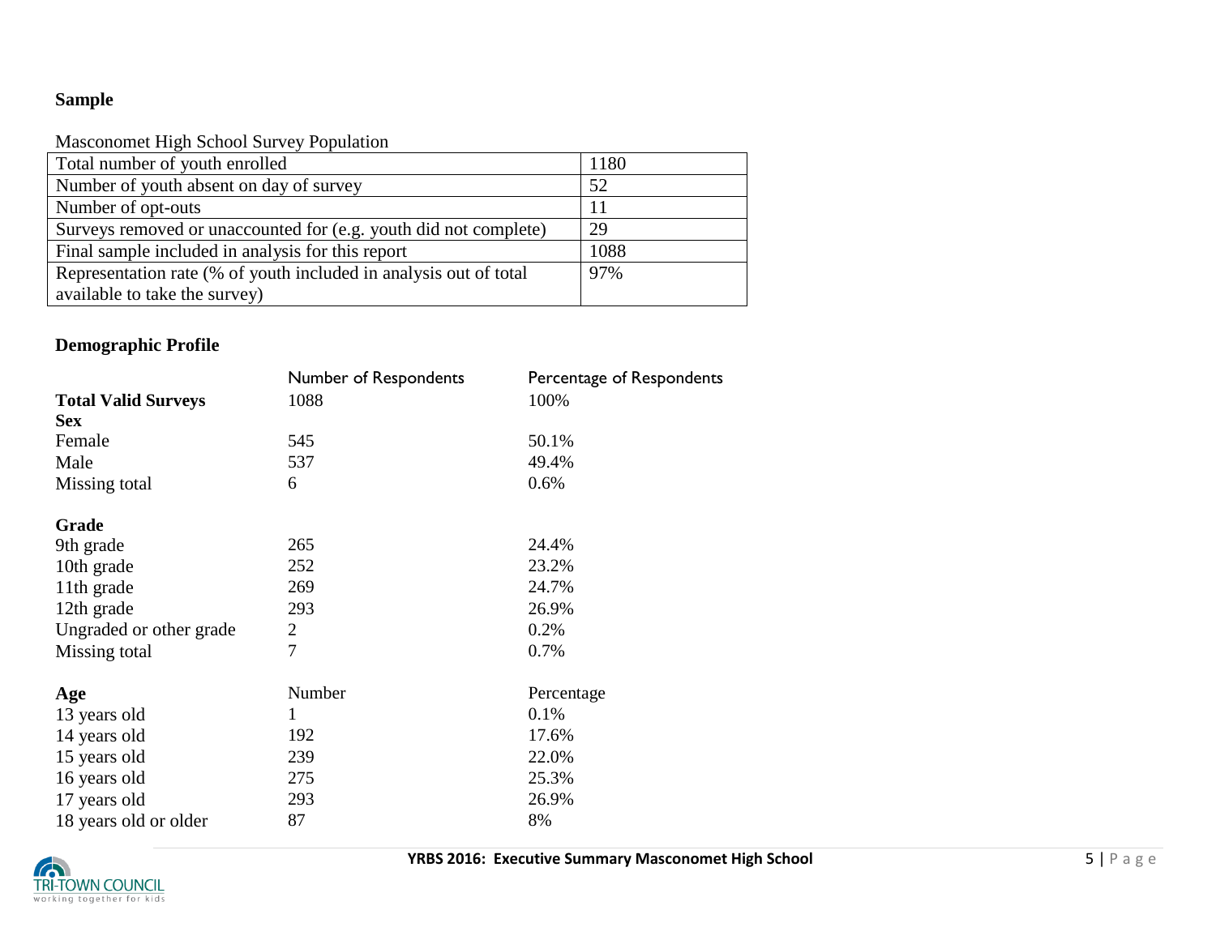## Sample

Masconomet High School Survey Population

| | |
|---|---|
| Total number of youth enrolled | 1180 |
| Number of youth absent on day of survey | 52 |
| Number of opt-outs | 11 |
| Surveys removed or unaccounted for (e.g. youth did not complete) | 29 |
| Final sample included in analysis for this report | 1088 |
| Representation rate (% of youth included in analysis out of total available to take the survey) | 97% |

## Demographic Profile

| | Number of Respondents | Percentage of Respondents |
|---|---|---|
| **Total Valid Surveys** | 1088 | 100% |
| **Sex** | | |
| Female | 545 | 50.1% |
| Male | 537 | 49.4% |
| Missing total | 6 | 0.6% |
| | | |
| **Grade** | | |
| 9th grade | 265 | 24.4% |
| 10th grade | 252 | 23.2% |
| 11th grade | 269 | 24.7% |
| 12th grade | 293 | 26.9% |
| Ungraded or other grade | 2 | 0.2% |
| Missing total | 7 | 0.7% |
| | | |
| **Age** | Number | Percentage |
| 13 years old | 1 | 0.1% |
| 14 years old | 192 | 17.6% |
| 15 years old | 239 | 22.0% |
| 16 years old | 275 | 25.3% |
| 17 years old | 293 | 26.9% |
| 18 years old or older | 87 | 8% |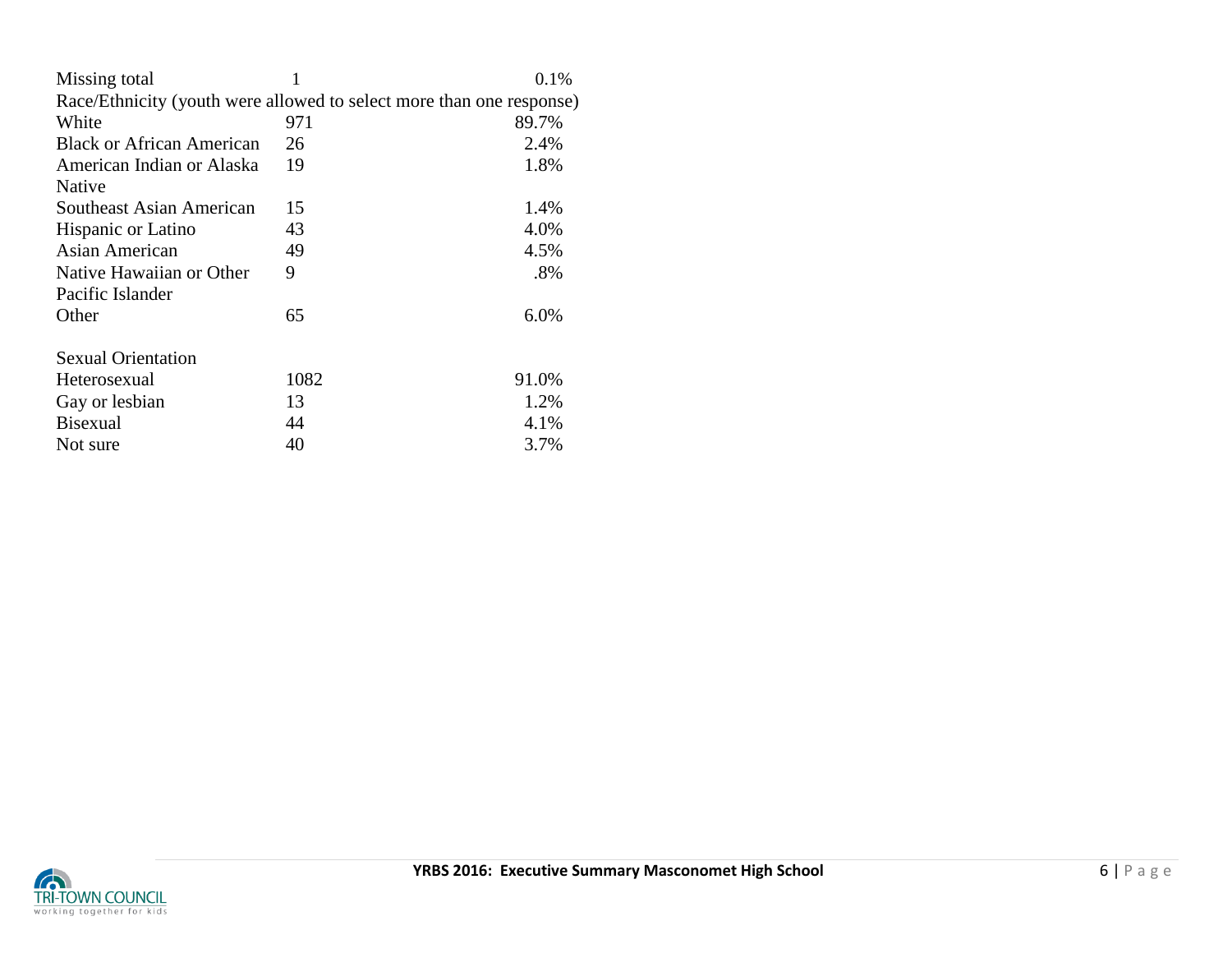| | | |
|---|---|---|
| Missing total | 1 | 0.1% |
| Race/Ethnicity (youth were allowed to select more than one response) | | |
| White | 971 | 89.7% |
| Black or African American | 26 | 2.4% |
| American Indian or Alaska Native | 19 | 1.8% |
| Southeast Asian American | 15 | 1.4% |
| Hispanic or Latino | 43 | 4.0% |
| Asian American | 49 | 4.5% |
| Native Hawaiian or Other Pacific Islander | 9 | .8% |
| Other | 65 | 6.0% |
| | | |
| Sexual Orientation | | |
| Heterosexual | 1082 | 91.0% |
| Gay or lesbian | 13 | 1.2% |
| Bisexual | 44 | 4.1% |
| Not sure | 40 | 3.7% |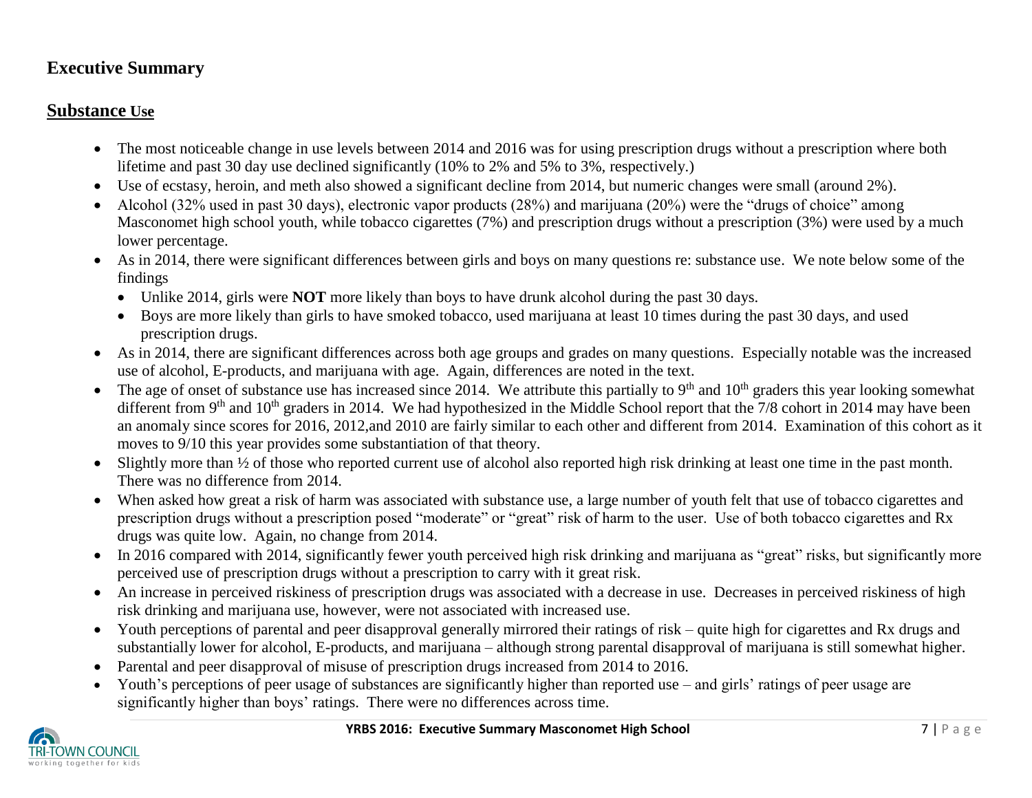# Executive Summary

## Substance Use

- The most noticeable change in use levels between 2014 and 2016 was for using prescription drugs without a prescription where both lifetime and past 30 day use declined significantly (10% to 2% and 5% to 3%, respectively.)
- Use of ecstasy, heroin, and meth also showed a significant decline from 2014, but numeric changes were small (around 2%).
- Alcohol (32% used in past 30 days), electronic vapor products (28%) and marijuana (20%) were the "drugs of choice" among Masconomet high school youth, while tobacco cigarettes (7%) and prescription drugs without a prescription (3%) were used by a much lower percentage.
- As in 2014, there were significant differences between girls and boys on many questions re: substance use. We note below some of the findings
  - Unlike 2014, girls were **NOT** more likely than boys to have drunk alcohol during the past 30 days.
  - Boys are more likely than girls to have smoked tobacco, used marijuana at least 10 times during the past 30 days, and used prescription drugs.
- As in 2014, there are significant differences across both age groups and grades on many questions. Especially notable was the increased use of alcohol, E-products, and marijuana with age. Again, differences are noted in the text.
- The age of onset of substance use has increased since 2014. We attribute this partially to 9th and 10th graders this year looking somewhat different from 9th and 10th graders in 2014. We had hypothesized in the Middle School report that the 7/8 cohort in 2014 may have been an anomaly since scores for 2016, 2012,and 2010 are fairly similar to each other and different from 2014. Examination of this cohort as it moves to 9/10 this year provides some substantiation of that theory.
- Slightly more than ½ of those who reported current use of alcohol also reported high risk drinking at least one time in the past month. There was no difference from 2014.
- When asked how great a risk of harm was associated with substance use, a large number of youth felt that use of tobacco cigarettes and prescription drugs without a prescription posed "moderate" or "great" risk of harm to the user. Use of both tobacco cigarettes and Rx drugs was quite low. Again, no change from 2014.
- In 2016 compared with 2014, significantly fewer youth perceived high risk drinking and marijuana as "great" risks, but significantly more perceived use of prescription drugs without a prescription to carry with it great risk.
- An increase in perceived riskiness of prescription drugs was associated with a decrease in use. Decreases in perceived riskiness of high risk drinking and marijuana use, however, were not associated with increased use.
- Youth perceptions of parental and peer disapproval generally mirrored their ratings of risk – quite high for cigarettes and Rx drugs and substantially lower for alcohol, E-products, and marijuana – although strong parental disapproval of marijuana is still somewhat higher.
- Parental and peer disapproval of misuse of prescription drugs increased from 2014 to 2016.
- Youth's perceptions of peer usage of substances are significantly higher than reported use – and girls' ratings of peer usage are significantly higher than boys' ratings. There were no differences across time.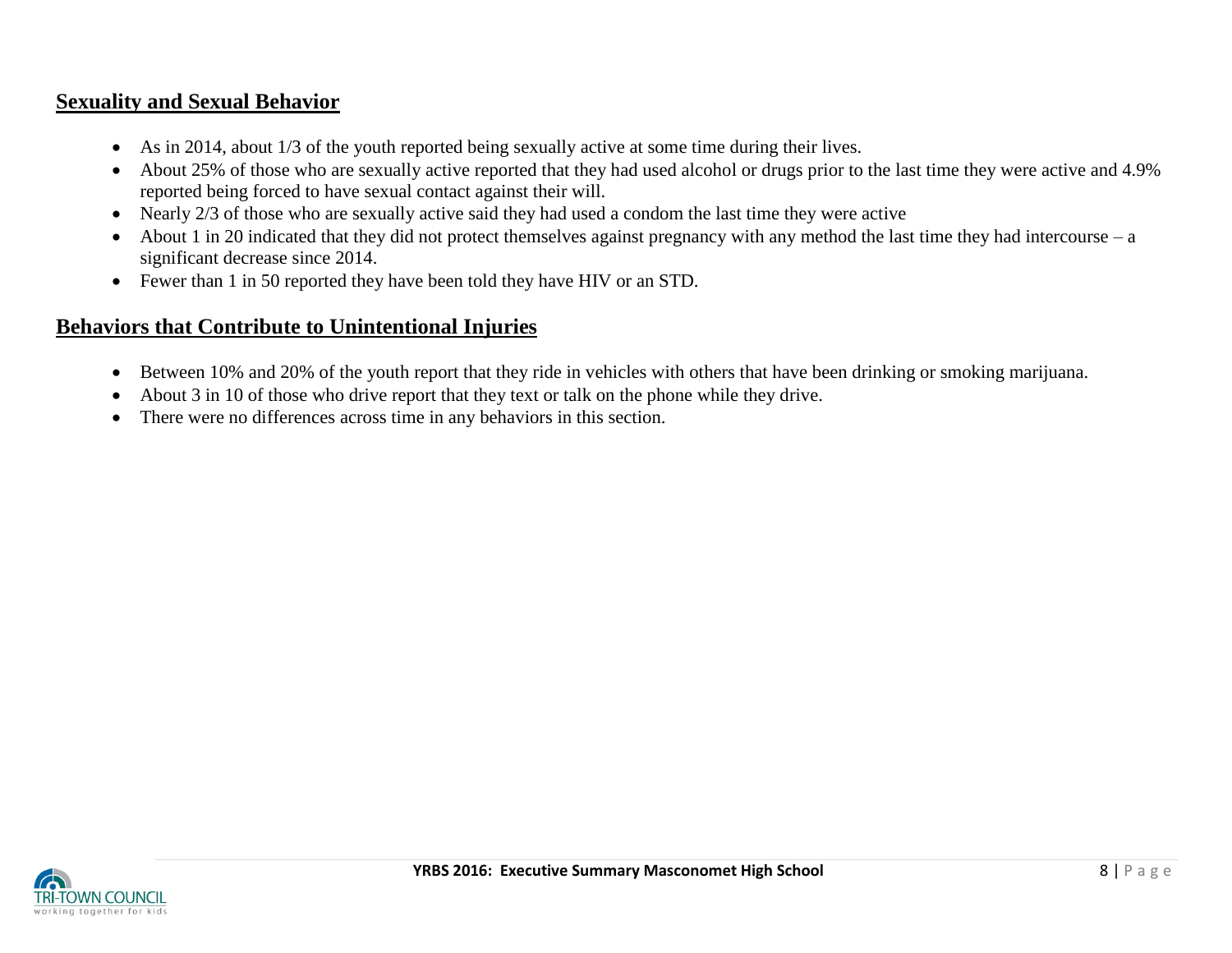## Sexuality and Sexual Behavior

- As in 2014, about 1/3 of the youth reported being sexually active at some time during their lives.
- About 25% of those who are sexually active reported that they had used alcohol or drugs prior to the last time they were active and 4.9% reported being forced to have sexual contact against their will.
- Nearly 2/3 of those who are sexually active said they had used a condom the last time they were active
- About 1 in 20 indicated that they did not protect themselves against pregnancy with any method the last time they had intercourse – a significant decrease since 2014.
- Fewer than 1 in 50 reported they have been told they have HIV or an STD.

## Behaviors that Contribute to Unintentional Injuries

- Between 10% and 20% of the youth report that they ride in vehicles with others that have been drinking or smoking marijuana.
- About 3 in 10 of those who drive report that they text or talk on the phone while they drive.
- There were no differences across time in any behaviors in this section.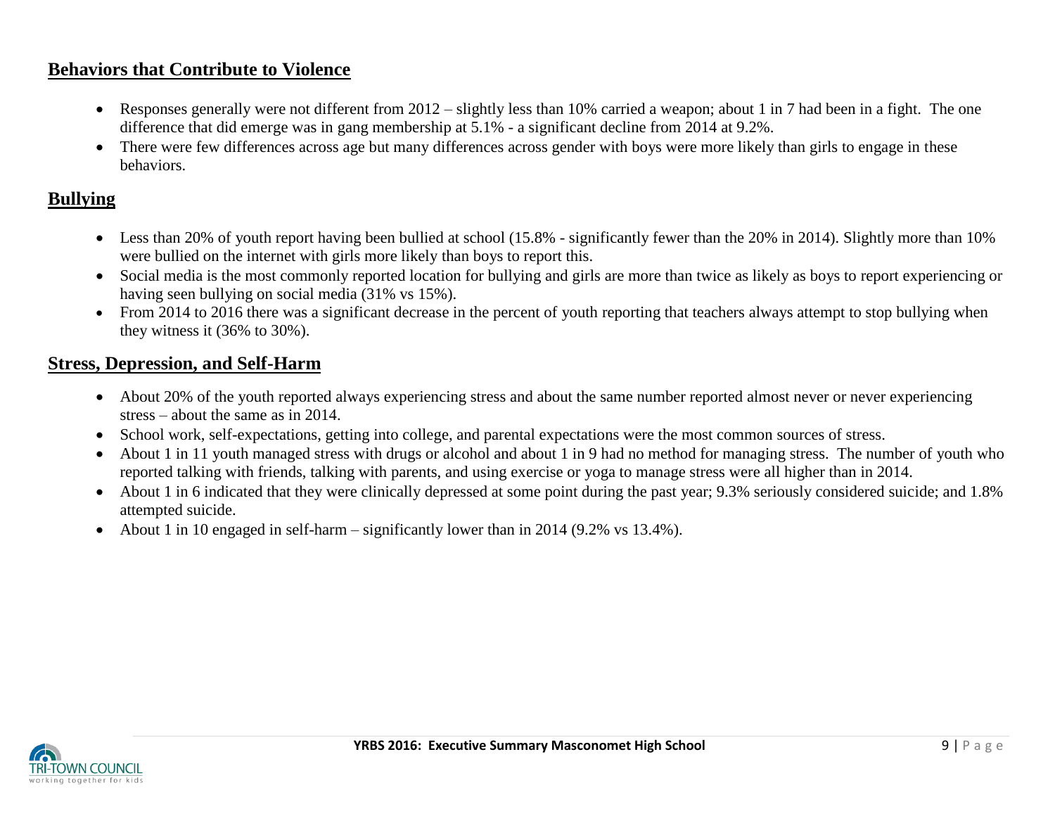## Behaviors that Contribute to Violence

- Responses generally were not different from 2012 – slightly less than 10% carried a weapon; about 1 in 7 had been in a fight. The one difference that did emerge was in gang membership at 5.1% - a significant decline from 2014 at 9.2%.
- There were few differences across age but many differences across gender with boys were more likely than girls to engage in these behaviors.

## Bullying

- Less than 20% of youth report having been bullied at school (15.8% - significantly fewer than the 20% in 2014). Slightly more than 10% were bullied on the internet with girls more likely than boys to report this.
- Social media is the most commonly reported location for bullying and girls are more than twice as likely as boys to report experiencing or having seen bullying on social media (31% vs 15%).
- From 2014 to 2016 there was a significant decrease in the percent of youth reporting that teachers always attempt to stop bullying when they witness it (36% to 30%).

## Stress, Depression, and Self-Harm

- About 20% of the youth reported always experiencing stress and about the same number reported almost never or never experiencing stress – about the same as in 2014.
- School work, self-expectations, getting into college, and parental expectations were the most common sources of stress.
- About 1 in 11 youth managed stress with drugs or alcohol and about 1 in 9 had no method for managing stress. The number of youth who reported talking with friends, talking with parents, and using exercise or yoga to manage stress were all higher than in 2014.
- About 1 in 6 indicated that they were clinically depressed at some point during the past year; 9.3% seriously considered suicide; and 1.8% attempted suicide.
- About 1 in 10 engaged in self-harm – significantly lower than in 2014 (9.2% vs 13.4%).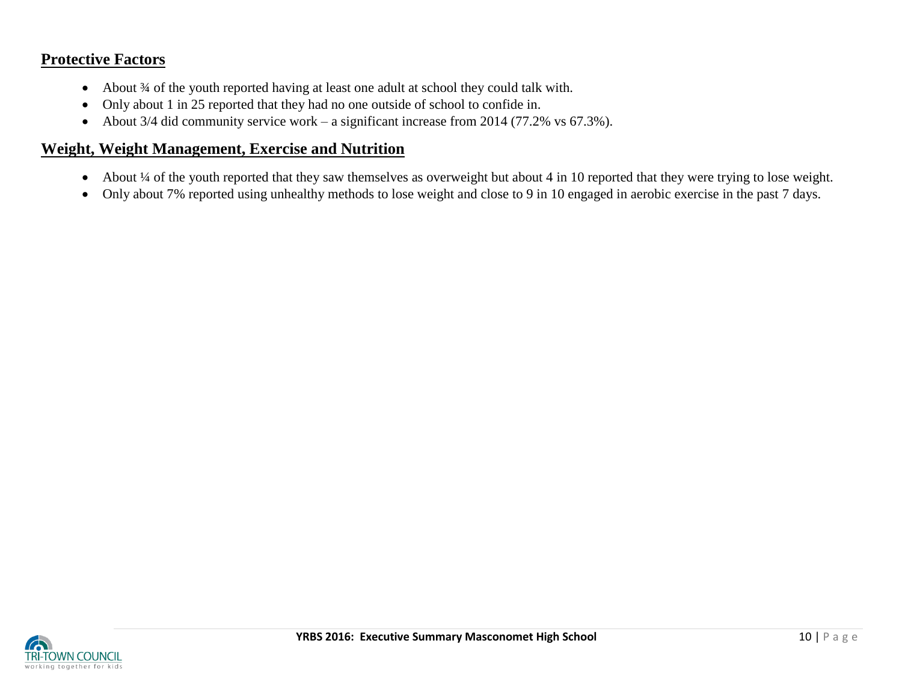## Protective Factors

- About ¾ of the youth reported having at least one adult at school they could talk with.
- Only about 1 in 25 reported that they had no one outside of school to confide in.
- About 3/4 did community service work – a significant increase from 2014 (77.2% vs 67.3%).

## Weight, Weight Management, Exercise and Nutrition

- About ¼ of the youth reported that they saw themselves as overweight but about 4 in 10 reported that they were trying to lose weight.
- Only about 7% reported using unhealthy methods to lose weight and close to 9 in 10 engaged in aerobic exercise in the past 7 days.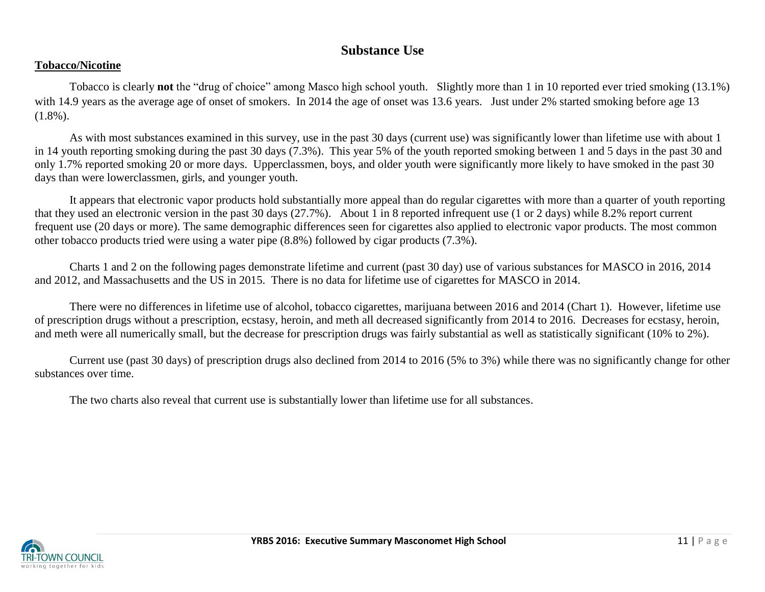# Substance Use

**Tobacco/Nicotine**

Tobacco is clearly **not** the "drug of choice" among Masco high school youth. Slightly more than 1 in 10 reported ever tried smoking (13.1%) with 14.9 years as the average age of onset of smokers. In 2014 the age of onset was 13.6 years. Just under 2% started smoking before age 13 (1.8%).

As with most substances examined in this survey, use in the past 30 days (current use) was significantly lower than lifetime use with about 1 in 14 youth reporting smoking during the past 30 days (7.3%). This year 5% of the youth reported smoking between 1 and 5 days in the past 30 and only 1.7% reported smoking 20 or more days. Upperclassmen, boys, and older youth were significantly more likely to have smoked in the past 30 days than were lowerclassmen, girls, and younger youth.

It appears that electronic vapor products hold substantially more appeal than do regular cigarettes with more than a quarter of youth reporting that they used an electronic version in the past 30 days (27.7%). About 1 in 8 reported infrequent use (1 or 2 days) while 8.2% report current frequent use (20 days or more). The same demographic differences seen for cigarettes also applied to electronic vapor products. The most common other tobacco products tried were using a water pipe (8.8%) followed by cigar products (7.3%).

Charts 1 and 2 on the following pages demonstrate lifetime and current (past 30 day) use of various substances for MASCO in 2016, 2014 and 2012, and Massachusetts and the US in 2015. There is no data for lifetime use of cigarettes for MASCO in 2014.

There were no differences in lifetime use of alcohol, tobacco cigarettes, marijuana between 2016 and 2014 (Chart 1). However, lifetime use of prescription drugs without a prescription, ecstasy, heroin, and meth all decreased significantly from 2014 to 2016. Decreases for ecstasy, heroin, and meth were all numerically small, but the decrease for prescription drugs was fairly substantial as well as statistically significant (10% to 2%).

Current use (past 30 days) of prescription drugs also declined from 2014 to 2016 (5% to 3%) while there was no significantly change for other substances over time.

The two charts also reveal that current use is substantially lower than lifetime use for all substances.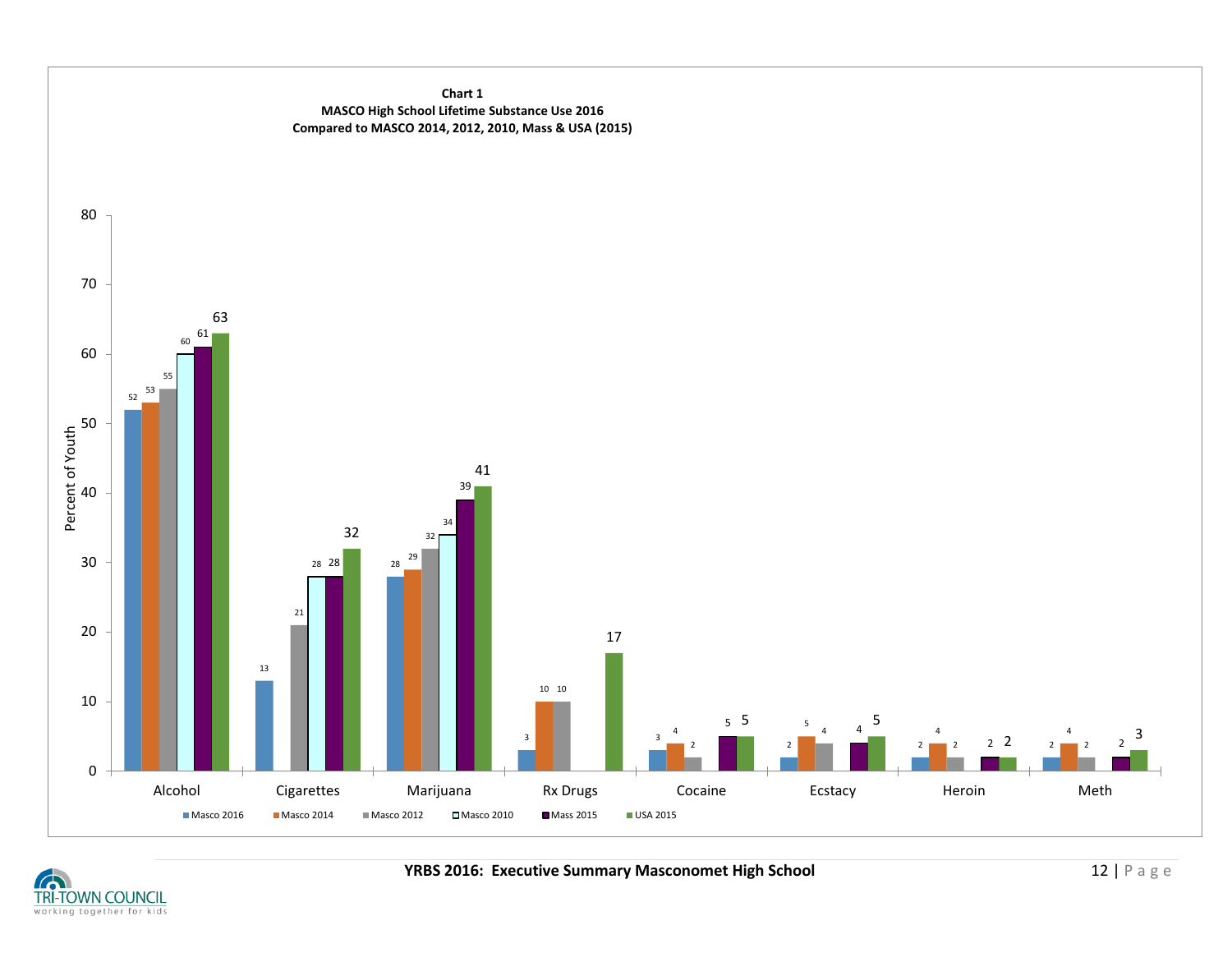**Chart 1**
**MASCO High School Lifetime Substance Use 2016**
**Compared to MASCO 2014, 2012, 2010, Mass & USA (2015)**

Percent of Youth

| Substance | Masco 2016 | Masco 2014 | Masco 2012 | Masco 2010 | Mass 2015 | USA 2015 |
|---|---|---|---|---|---|---|
| Alcohol | 52 | 53 | 55 | 60 | 61 | 63 |
| Cigarettes | 13 | | 21 | 28 | 28 | 32 |
| Marijuana | 28 | 29 | 32 | 34 | 39 | 41 |
| Rx Drugs | 3 | 10 | 10 | | | 17 |
| Cocaine | 3 | 4 | 2 | | 5 | 5 |
| Ecstacy | 2 | 5 | 4 | | 4 | 5 |
| Heroin | 2 | 4 | 2 | | 2 | 2 |
| Meth | 2 | 4 | 2 | | 2 | 3 |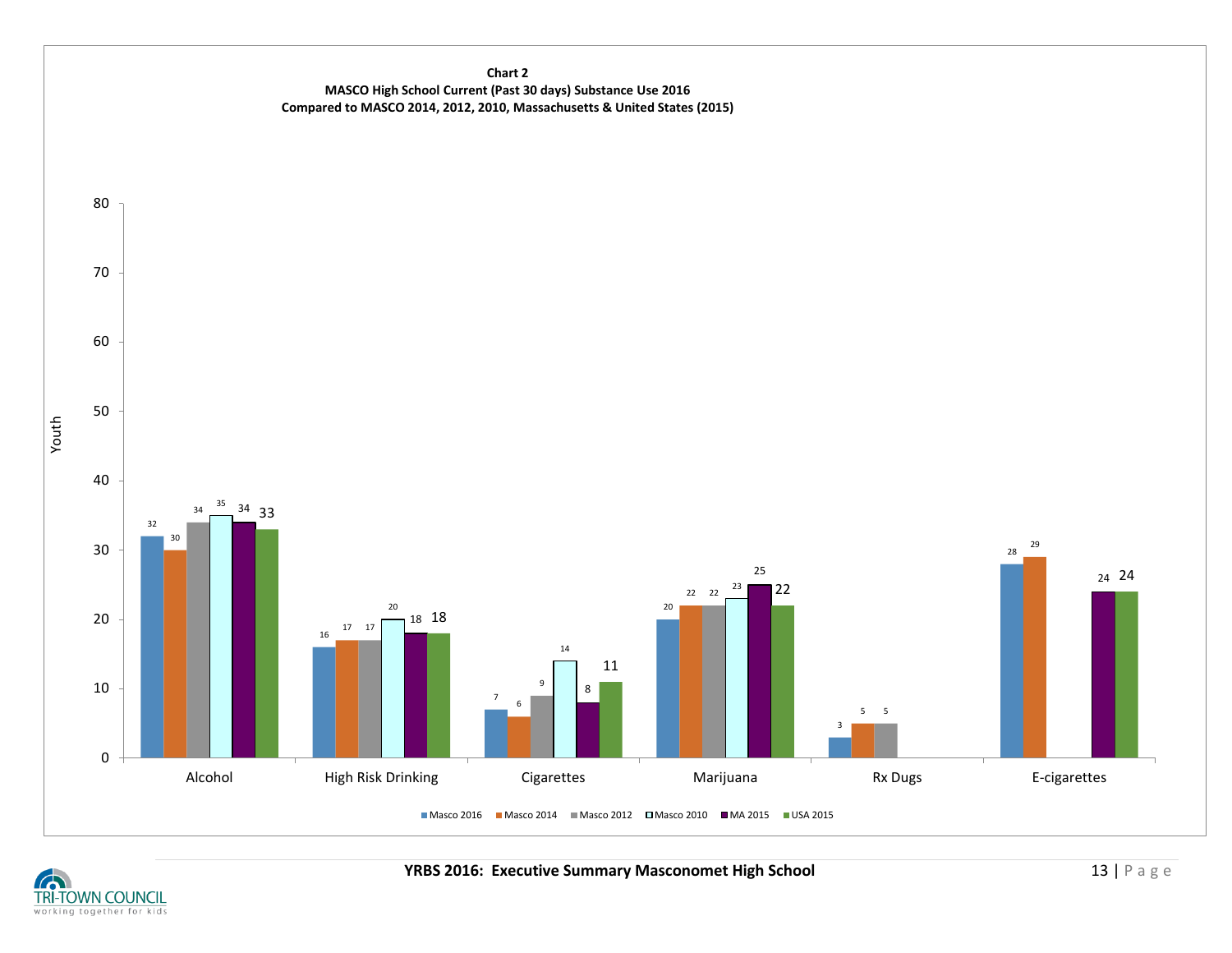**Chart 2**
**MASCO High School Current (Past 30 days) Substance Use 2016**
**Compared to MASCO 2014, 2012, 2010, Massachusetts & United States (2015)**

| | Masco 2016 | Masco 2014 | Masco 2012 | Masco 2010 | MA 2015 | USA 2015 |
|---|---|---|---|---|---|---|
| Alcohol | 32 | 30 | 34 | 35 | 34 | 33 |
| High Risk Drinking | 16 | 17 | 17 | 20 | 18 | 18 |
| Cigarettes | 7 | 6 | 9 | 14 | 8 | 11 |
| Marijuana | 20 | 22 | 22 | 23 | 25 | 22 |
| Rx Dugs | 3 | 5 | 5 | | | |
| E-cigarettes | 28 | 29 | | | 24 | 24 |

Y-axis: Youth (0–80)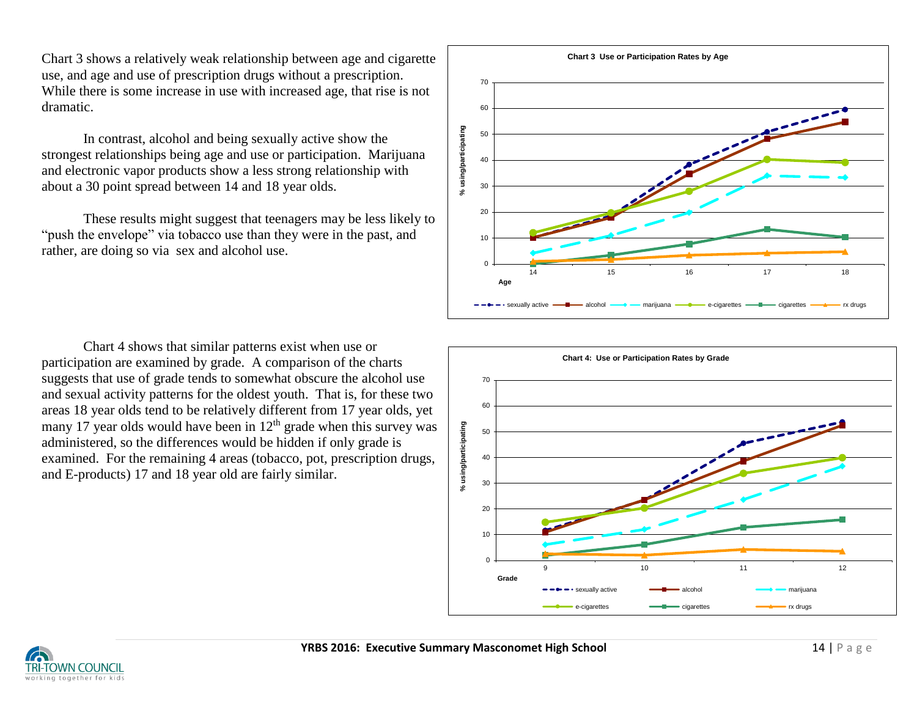Chart 3 shows a relatively weak relationship between age and cigarette use, and age and use of prescription drugs without a prescription. While there is some increase in use with increased age, that rise is not dramatic.

In contrast, alcohol and being sexually active show the strongest relationships being age and use or participation. Marijuana and electronic vapor products show a less strong relationship with about a 30 point spread between 14 and 18 year olds.

These results might suggest that teenagers may be less likely to "push the envelope" via tobacco use than they were in the past, and rather, are doing so via sex and alcohol use.

**Chart 3 Use or Participation Rates by Age**

Chart 4 shows that similar patterns exist when use or participation are examined by grade. A comparison of the charts suggests that use of grade tends to somewhat obscure the alcohol use and sexual activity patterns for the oldest youth. That is, for these two areas 18 year olds tend to be relatively different from 17 year olds, yet many 17 year olds would have been in 12th grade when this survey was administered, so the differences would be hidden if only grade is examined. For the remaining 4 areas (tobacco, pot, prescription drugs, and E-products) 17 and 18 year old are fairly similar.

**Chart 4: Use or Participation Rates by Grade**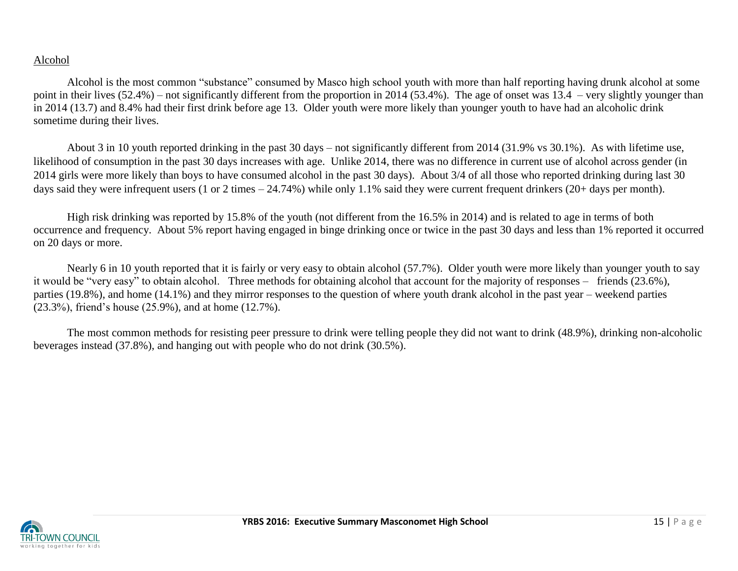## Alternative

Alcohol

Alcohol is the most common "substance" consumed by Masco high school youth with more than half reporting having drunk alcohol at some point in their lives (52.4%) – not significantly different from the proportion in 2014 (53.4%). The age of onset was 13.4 – very slightly younger than in 2014 (13.7) and 8.4% had their first drink before age 13. Older youth were more likely than younger youth to have had an alcoholic drink sometime during their lives.

About 3 in 10 youth reported drinking in the past 30 days – not significantly different from 2014 (31.9% vs 30.1%). As with lifetime use, likelihood of consumption in the past 30 days increases with age. Unlike 2014, there was no difference in current use of alcohol across gender (in 2014 girls were more likely than boys to have consumed alcohol in the past 30 days). About 3/4 of all those who reported drinking during last 30 days said they were infrequent users (1 or 2 times – 24.74%) while only 1.1% said they were current frequent drinkers (20+ days per month).

High risk drinking was reported by 15.8% of the youth (not different from the 16.5% in 2014) and is related to age in terms of both occurrence and frequency. About 5% report having engaged in binge drinking once or twice in the past 30 days and less than 1% reported it occurred on 20 days or more.

Nearly 6 in 10 youth reported that it is fairly or very easy to obtain alcohol (57.7%). Older youth were more likely than younger youth to say it would be "very easy" to obtain alcohol. Three methods for obtaining alcohol that account for the majority of responses – friends (23.6%), parties (19.8%), and home (14.1%) and they mirror responses to the question of where youth drank alcohol in the past year – weekend parties (23.3%), friend's house (25.9%), and at home (12.7%).

The most common methods for resisting peer pressure to drink were telling people they did not want to drink (48.9%), drinking non-alcoholic beverages instead (37.8%), and hanging out with people who do not drink (30.5%).

Alcohol

Alcohol is the most common "substance" consumed by Masco high school youth with more than half reporting having drunk alcohol at some point in their lives (52.4%) – not significantly different from the proportion in 2014 (53.4%). The age of onset was 13.4 – very slightly younger than in 2014 (13.7) and 8.4% had their first drink before age 13. Older youth were more likely than younger youth to have had an alcoholic drink sometime during their lives.

About 3 in 10 youth reported drinking in the past 30 days – not significantly different from 2014 (31.9% vs 30.1%). As with lifetime use, likelihood of consumption in the past 30 days increases with age. Unlike 2014, there was no difference in current use of alcohol across gender (in 2014 girls were more likely than boys to have consumed alcohol in the past 30 days). About 3/4 of all those who reported drinking during last 30 days said they were infrequent users (1 or 2 times – 24.74%) while only 1.1% said they were current frequent drinkers (20+ days per month).

High risk drinking was reported by 15.8% of the youth (not different from the 16.5% in 2014) and is related to age in terms of both occurrence and frequency. About 5% report having engaged in binge drinking once or twice in the past 30 days and less than 1% reported it occurred on 20 days or more.

Nearly 6 in 10 youth reported that it is fairly or very easy to obtain alcohol (57.7%). Older youth were more likely than younger youth to say it would be "very easy" to obtain alcohol. Three methods for obtaining alcohol that account for the majority of responses – friends (23.6%), parties (19.8%), and home (14.1%) and they mirror responses to the question of where youth drank alcohol in the past year – weekend parties (23.3%), friend's house (25.9%), and at home (12.7%).

The most common methods for resisting peer pressure to drink were telling people they did not want to drink (48.9%), drinking non-alcoholic beverages instead (37.8%), and hanging out with people who do not drink (30.5%).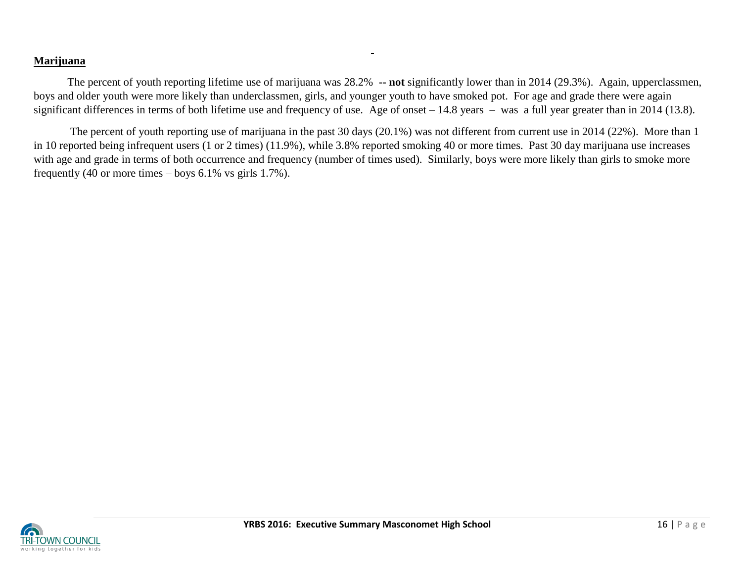## **Marijuana**

The percent of youth reporting lifetime use of marijuana was 28.2% **-- not** significantly lower than in 2014 (29.3%). Again, upperclassmen, boys and older youth were more likely than underclassmen, girls, and younger youth to have smoked pot. For age and grade there were again significant differences in terms of both lifetime use and frequency of use. Age of onset – 14.8 years – was a full year greater than in 2014 (13.8).

The percent of youth reporting use of marijuana in the past 30 days (20.1%) was not different from current use in 2014 (22%). More than 1 in 10 reported being infrequent users (1 or 2 times) (11.9%), while 3.8% reported smoking 40 or more times. Past 30 day marijuana use increases with age and grade in terms of both occurrence and frequency (number of times used). Similarly, boys were more likely than girls to smoke more frequently (40 or more times – boys 6.1% vs girls 1.7%).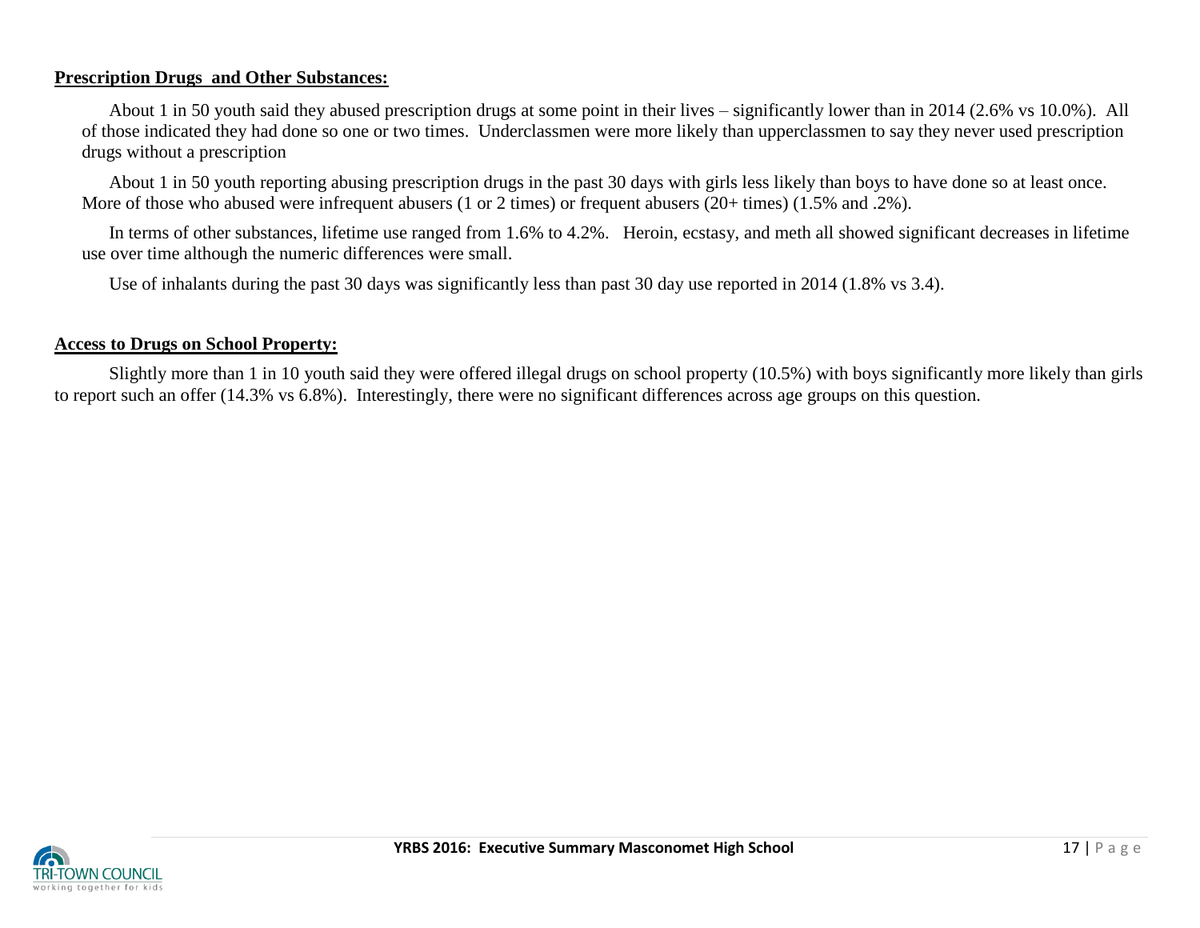**Prescription Drugs and Other Substances:**

About 1 in 50 youth said they abused prescription drugs at some point in their lives – significantly lower than in 2014 (2.6% vs 10.0%). All of those indicated they had done so one or two times. Underclassmen were more likely than upperclassmen to say they never used prescription drugs without a prescription

About 1 in 50 youth reporting abusing prescription drugs in the past 30 days with girls less likely than boys to have done so at least once. More of those who abused were infrequent abusers (1 or 2 times) or frequent abusers (20+ times) (1.5% and .2%).

In terms of other substances, lifetime use ranged from 1.6% to 4.2%. Heroin, ecstasy, and meth all showed significant decreases in lifetime use over time although the numeric differences were small.

Use of inhalants during the past 30 days was significantly less than past 30 day use reported in 2014 (1.8% vs 3.4).

**Access to Drugs on School Property:**

Slightly more than 1 in 10 youth said they were offered illegal drugs on school property (10.5%) with boys significantly more likely than girls to report such an offer (14.3% vs 6.8%). Interestingly, there were no significant differences across age groups on this question.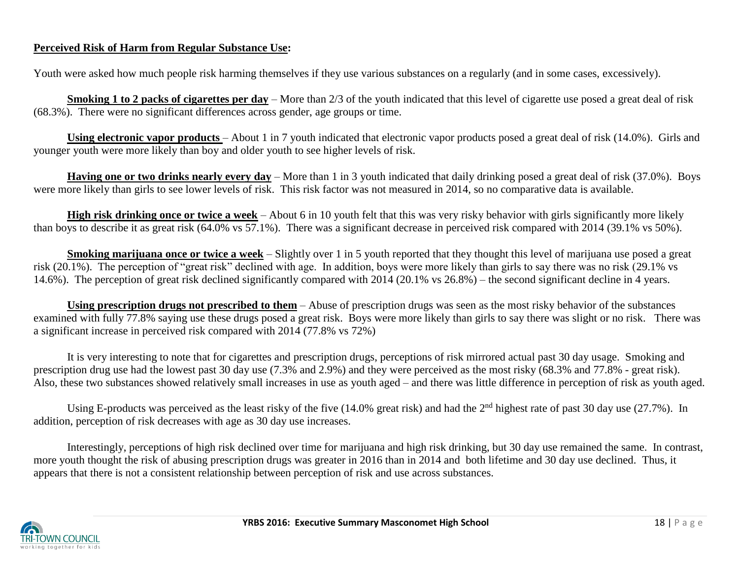**Perceived Risk of Harm from Regular Substance Use:**

Youth were asked how much people risk harming themselves if they use various substances on a regularly (and in some cases, excessively).

**Smoking 1 to 2 packs of cigarettes per day** – More than 2/3 of the youth indicated that this level of cigarette use posed a great deal of risk (68.3%). There were no significant differences across gender, age groups or time.

**Using electronic vapor products** – About 1 in 7 youth indicated that electronic vapor products posed a great deal of risk (14.0%). Girls and younger youth were more likely than boy and older youth to see higher levels of risk.

**Having one or two drinks nearly every day** – More than 1 in 3 youth indicated that daily drinking posed a great deal of risk (37.0%). Boys were more likely than girls to see lower levels of risk. This risk factor was not measured in 2014, so no comparative data is available.

**High risk drinking once or twice a week** – About 6 in 10 youth felt that this was very risky behavior with girls significantly more likely than boys to describe it as great risk (64.0% vs 57.1%). There was a significant decrease in perceived risk compared with 2014 (39.1% vs 50%).

**Smoking marijuana once or twice a week** – Slightly over 1 in 5 youth reported that they thought this level of marijuana use posed a great risk (20.1%). The perception of "great risk" declined with age. In addition, boys were more likely than girls to say there was no risk (29.1% vs 14.6%). The perception of great risk declined significantly compared with 2014 (20.1% vs 26.8%) – the second significant decline in 4 years.

**Using prescription drugs not prescribed to them** – Abuse of prescription drugs was seen as the most risky behavior of the substances examined with fully 77.8% saying use these drugs posed a great risk. Boys were more likely than girls to say there was slight or no risk. There was a significant increase in perceived risk compared with 2014 (77.8% vs 72%)

It is very interesting to note that for cigarettes and prescription drugs, perceptions of risk mirrored actual past 30 day usage. Smoking and prescription drug use had the lowest past 30 day use (7.3% and 2.9%) and they were perceived as the most risky (68.3% and 77.8% - great risk). Also, these two substances showed relatively small increases in use as youth aged – and there was little difference in perception of risk as youth aged.

Using E-products was perceived as the least risky of the five (14.0% great risk) and had the 2nd highest rate of past 30 day use (27.7%). In addition, perception of risk decreases with age as 30 day use increases.

Interestingly, perceptions of high risk declined over time for marijuana and high risk drinking, but 30 day use remained the same. In contrast, more youth thought the risk of abusing prescription drugs was greater in 2016 than in 2014 and both lifetime and 30 day use declined. Thus, it appears that there is not a consistent relationship between perception of risk and use across substances.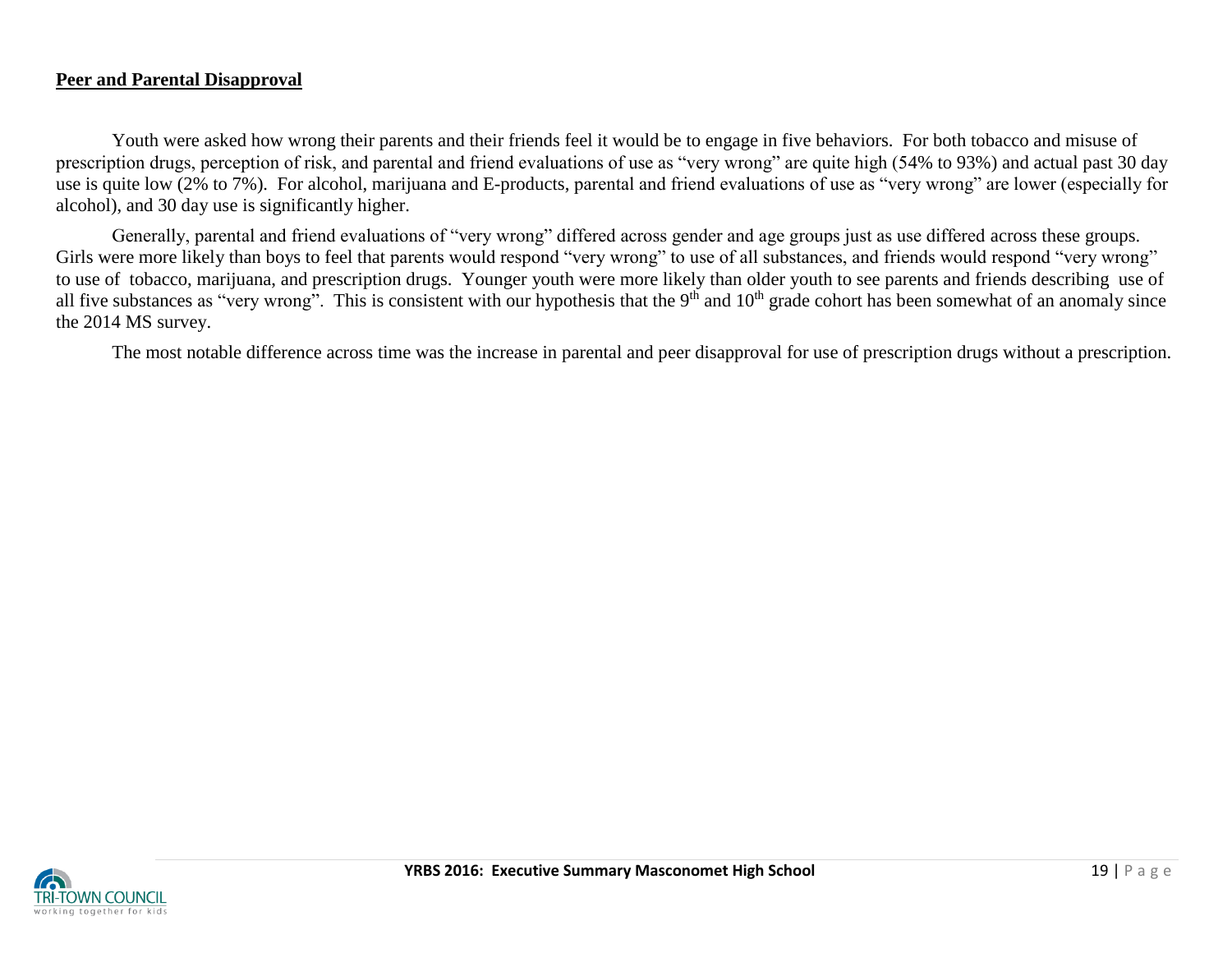## Peer and Parental Disapproval

Youth were asked how wrong their parents and their friends feel it would be to engage in five behaviors. For both tobacco and misuse of prescription drugs, perception of risk, and parental and friend evaluations of use as "very wrong" are quite high (54% to 93%) and actual past 30 day use is quite low (2% to 7%). For alcohol, marijuana and E-products, parental and friend evaluations of use as "very wrong" are lower (especially for alcohol), and 30 day use is significantly higher.

Generally, parental and friend evaluations of "very wrong" differed across gender and age groups just as use differed across these groups. Girls were more likely than boys to feel that parents would respond "very wrong" to use of all substances, and friends would respond "very wrong" to use of tobacco, marijuana, and prescription drugs. Younger youth were more likely than older youth to see parents and friends describing use of all five substances as "very wrong". This is consistent with our hypothesis that the 9th and 10th grade cohort has been somewhat of an anomaly since the 2014 MS survey.

The most notable difference across time was the increase in parental and peer disapproval for use of prescription drugs without a prescription.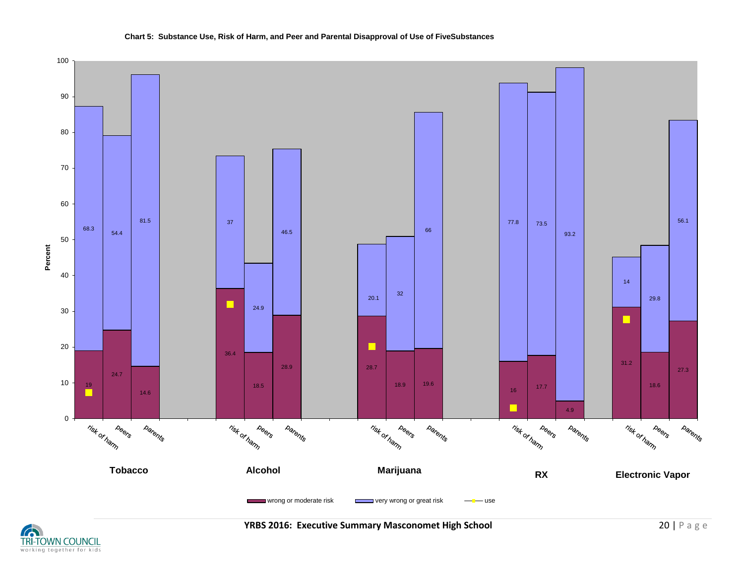**Chart 5: Substance Use, Risk of Harm, and Peer and Parental Disapproval of Use of FiveSubstances**

| Substance | Measure | wrong or moderate risk | very wrong or great risk |
| --- | --- | --- | --- |
| Tobacco | risk of harm | 19 | 68.3 |
| Tobacco | peers | 24.7 | 54.4 |
| Tobacco | parents | 14.6 | 81.5 |
| Alcohol | risk of harm | 36.4 | 37 |
| Alcohol | peers | 18.5 | 24.9 |
| Alcohol | parents | 28.9 | 46.5 |
| Marijuana | risk of harm | 28.7 | 20.1 |
| Marijuana | peers | 18.9 | 32 |
| Marijuana | parents | 19.6 | 66 |
| RX | risk of harm | 16 | 77.8 |
| RX | peers | 17.7 | 73.5 |
| RX | parents | 4.9 | 93.2 |
| Electronic Vapor | risk of harm | 31.2 | 14 |
| Electronic Vapor | peers | 18.6 | 29.8 |
| Electronic Vapor | parents | 27.3 | 56.1 |

Legend: wrong or moderate risk; very wrong or great risk; use

Y-axis: Percent (0–100)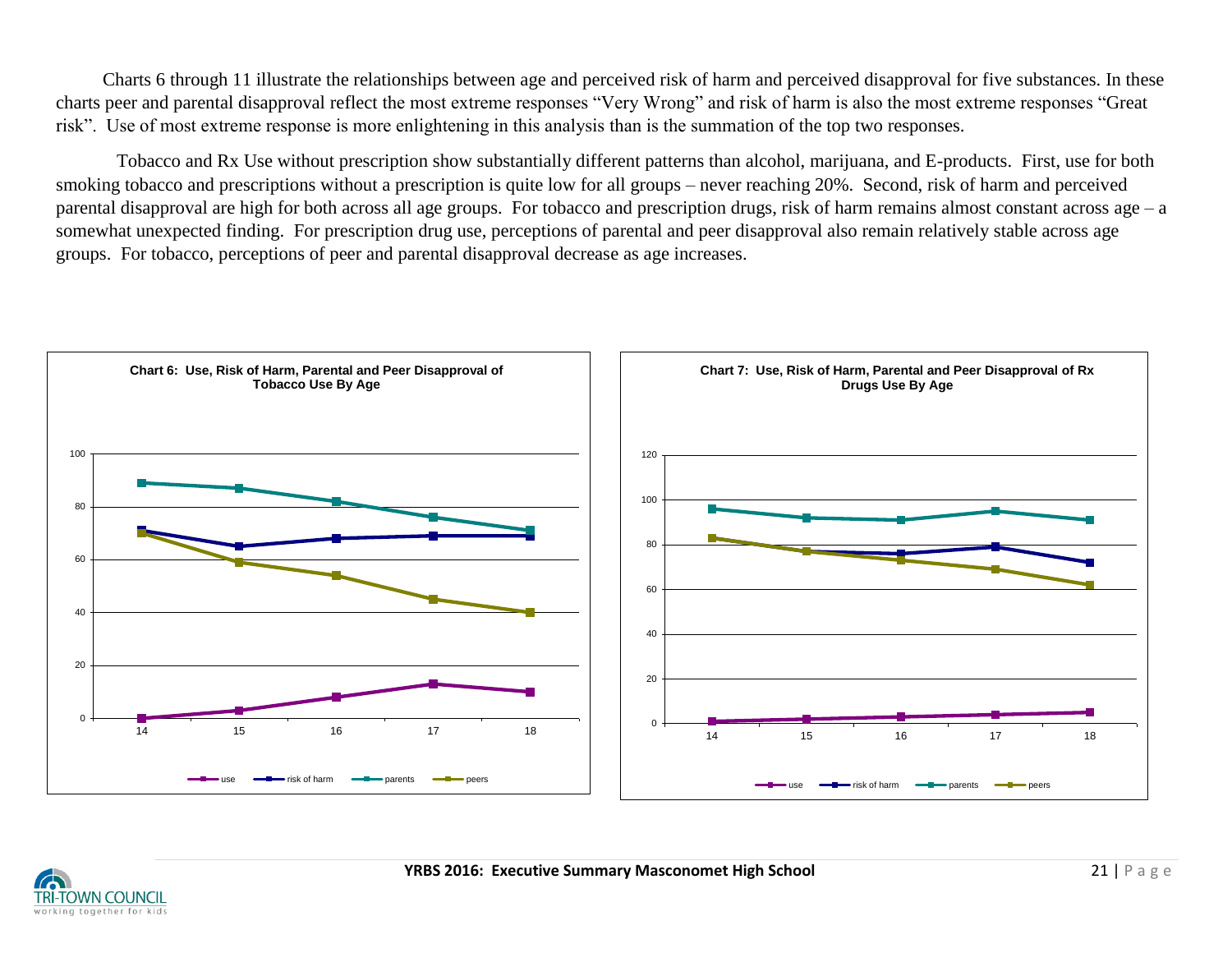Charts 6 through 11 illustrate the relationships between age and perceived risk of harm and perceived disapproval for five substances. In these charts peer and parental disapproval reflect the most extreme responses "Very Wrong" and risk of harm is also the most extreme responses "Great risk". Use of most extreme response is more enlightening in this analysis than is the summation of the top two responses.

Tobacco and Rx Use without prescription show substantially different patterns than alcohol, marijuana, and E-products. First, use for both smoking tobacco and prescriptions without a prescription is quite low for all groups – never reaching 20%. Second, risk of harm and perceived parental disapproval are high for both across all age groups. For tobacco and prescription drugs, risk of harm remains almost constant across age – a somewhat unexpected finding. For prescription drug use, perceptions of parental and peer disapproval also remain relatively stable across age groups. For tobacco, perceptions of peer and parental disapproval decrease as age increases.

**Chart 6: Use, Risk of Harm, Parental and Peer Disapproval of Tobacco Use By Age**

**Chart 7: Use, Risk of Harm, Parental and Peer Disapproval of Rx Drugs Use By Age**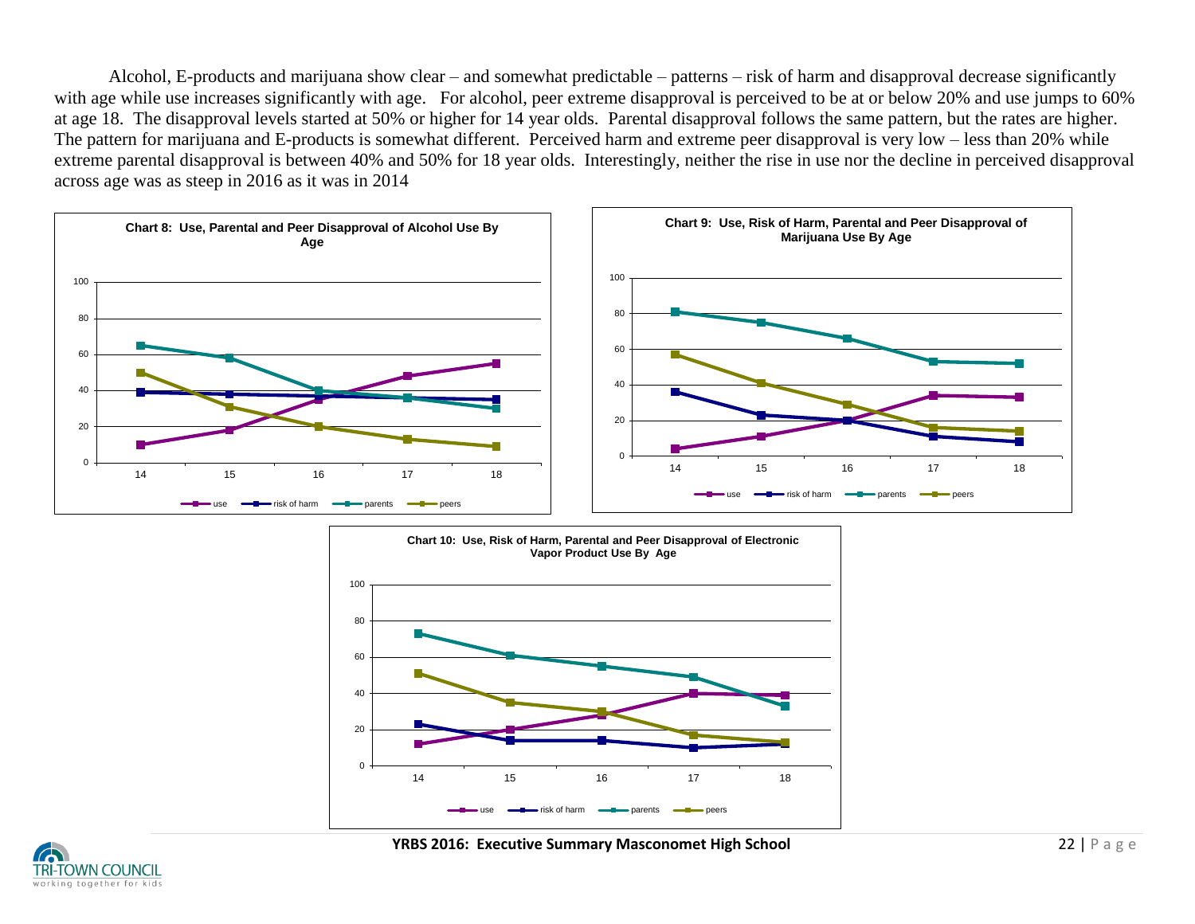Alcohol, E-products and marijuana show clear – and somewhat predictable – patterns – risk of harm and disapproval decrease significantly with age while use increases significantly with age. For alcohol, peer extreme disapproval is perceived to be at or below 20% and use jumps to 60% at age 18. The disapproval levels started at 50% or higher for 14 year olds. Parental disapproval follows the same pattern, but the rates are higher. The pattern for marijuana and E-products is somewhat different. Perceived harm and extreme peer disapproval is very low – less than 20% while extreme parental disapproval is between 40% and 50% for 18 year olds. Interestingly, neither the rise in use nor the decline in perceived disapproval across age was as steep in 2016 as it was in 2014

**Chart 8: Use, Parental and Peer Disapproval of Alcohol Use By Age**

**Chart 9: Use, Risk of Harm, Parental and Peer Disapproval of Marijuana Use By Age**

**Chart 10: Use, Risk of Harm, Parental and Peer Disapproval of Electronic Vapor Product Use By Age**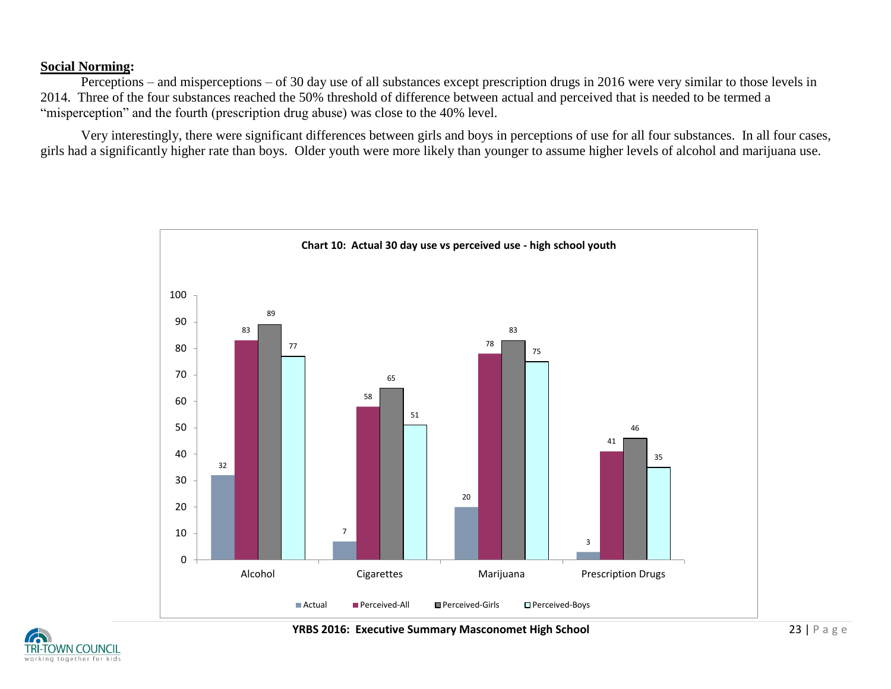**Social Norming:**

Perceptions – and misperceptions – of 30 day use of all substances except prescription drugs in 2016 were very similar to those levels in 2014. Three of the four substances reached the 50% threshold of difference between actual and perceived that is needed to be termed a "misperception" and the fourth (prescription drug abuse) was close to the 40% level.

Very interestingly, there were significant differences between girls and boys in perceptions of use for all four substances. In all four cases, girls had a significantly higher rate than boys. Older youth were more likely than younger to assume higher levels of alcohol and marijuana use.

**Chart 10: Actual 30 day use vs perceived use - high school youth**

| | Actual | Perceived-All | Perceived-Girls | Perceived-Boys |
|---|---|---|---|---|
| Alcohol | 32 | 83 | 89 | 77 |
| Cigarettes | 7 | 58 | 65 | 51 |
| Marijuana | 20 | 78 | 83 | 75 |
| Prescription Drugs | 3 | 41 | 46 | 35 |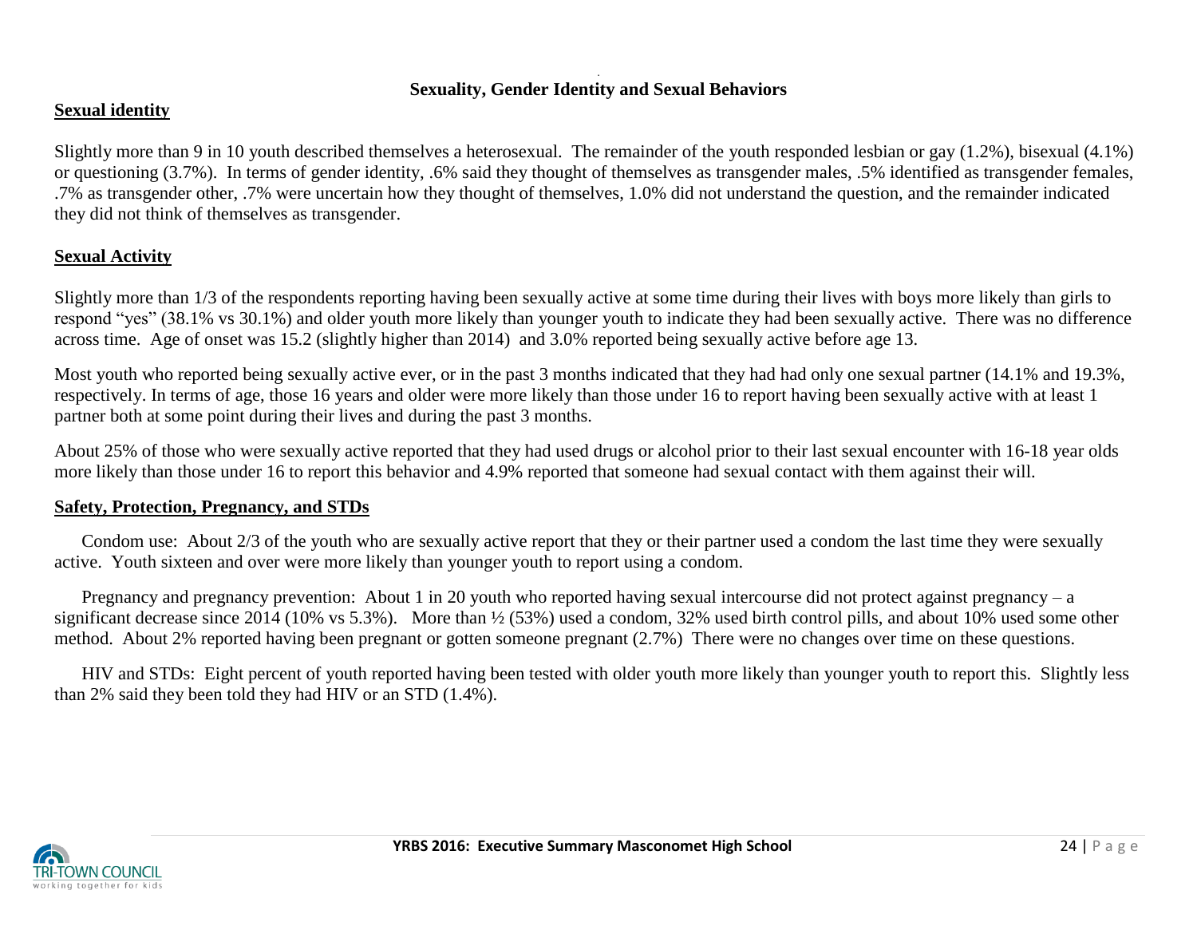# Sexuality, Gender Identity and Sexual Behaviors

## Sexual identity

Slightly more than 9 in 10 youth described themselves a heterosexual. The remainder of the youth responded lesbian or gay (1.2%), bisexual (4.1%) or questioning (3.7%). In terms of gender identity, .6% said they thought of themselves as transgender males, .5% identified as transgender females, .7% as transgender other, .7% were uncertain how they thought of themselves, 1.0% did not understand the question, and the remainder indicated they did not think of themselves as transgender.

## Sexual Activity

Slightly more than 1/3 of the respondents reporting having been sexually active at some time during their lives with boys more likely than girls to respond "yes" (38.1% vs 30.1%) and older youth more likely than younger youth to indicate they had been sexually active. There was no difference across time. Age of onset was 15.2 (slightly higher than 2014) and 3.0% reported being sexually active before age 13.

Most youth who reported being sexually active ever, or in the past 3 months indicated that they had had only one sexual partner (14.1% and 19.3%, respectively. In terms of age, those 16 years and older were more likely than those under 16 to report having been sexually active with at least 1 partner both at some point during their lives and during the past 3 months.

About 25% of those who were sexually active reported that they had used drugs or alcohol prior to their last sexual encounter with 16-18 year olds more likely than those under 16 to report this behavior and 4.9% reported that someone had sexual contact with them against their will.

## Safety, Protection, Pregnancy, and STDs

Condom use: About 2/3 of the youth who are sexually active report that they or their partner used a condom the last time they were sexually active. Youth sixteen and over were more likely than younger youth to report using a condom.

Pregnancy and pregnancy prevention: About 1 in 20 youth who reported having sexual intercourse did not protect against pregnancy – a significant decrease since 2014 (10% vs 5.3%). More than ½ (53%) used a condom, 32% used birth control pills, and about 10% used some other method. About 2% reported having been pregnant or gotten someone pregnant (2.7%) There were no changes over time on these questions.

HIV and STDs: Eight percent of youth reported having been tested with older youth more likely than younger youth to report this. Slightly less than 2% said they been told they had HIV or an STD (1.4%).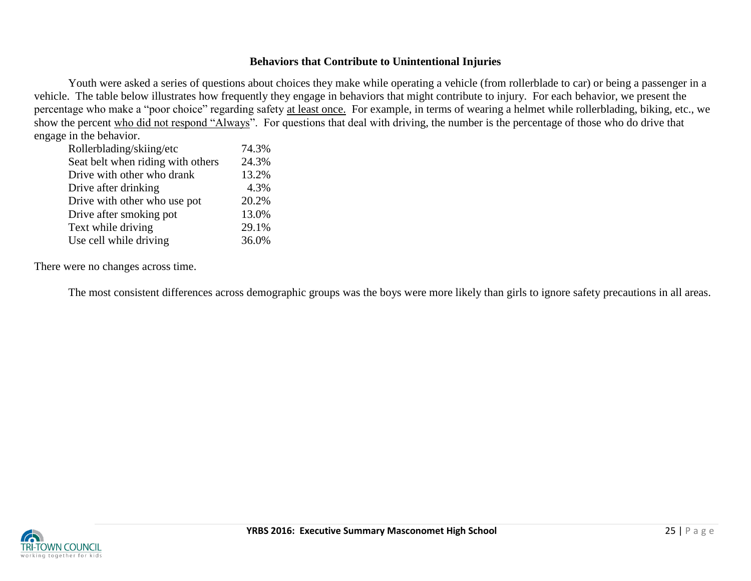## Behaviors that Contribute to Unintentional Injuries

Youth were asked a series of questions about choices they make while operating a vehicle (from rollerblade to car) or being a passenger in a vehicle. The table below illustrates how frequently they engage in behaviors that might contribute to injury. For each behavior, we present the percentage who make a "poor choice" regarding safety at least once. For example, in terms of wearing a helmet while rollerblading, biking, etc., we show the percent who did not respond "Always". For questions that deal with driving, the number is the percentage of those who do drive that engage in the behavior.

| Behavior | Percent |
|---|---|
| Rollerblading/skiing/etc | 74.3% |
| Seat belt when riding with others | 24.3% |
| Drive with other who drank | 13.2% |
| Drive after drinking | 4.3% |
| Drive with other who use pot | 20.2% |
| Drive after smoking pot | 13.0% |
| Text while driving | 29.1% |
| Use cell while driving | 36.0% |

There were no changes across time.

The most consistent differences across demographic groups was the boys were more likely than girls to ignore safety precautions in all areas.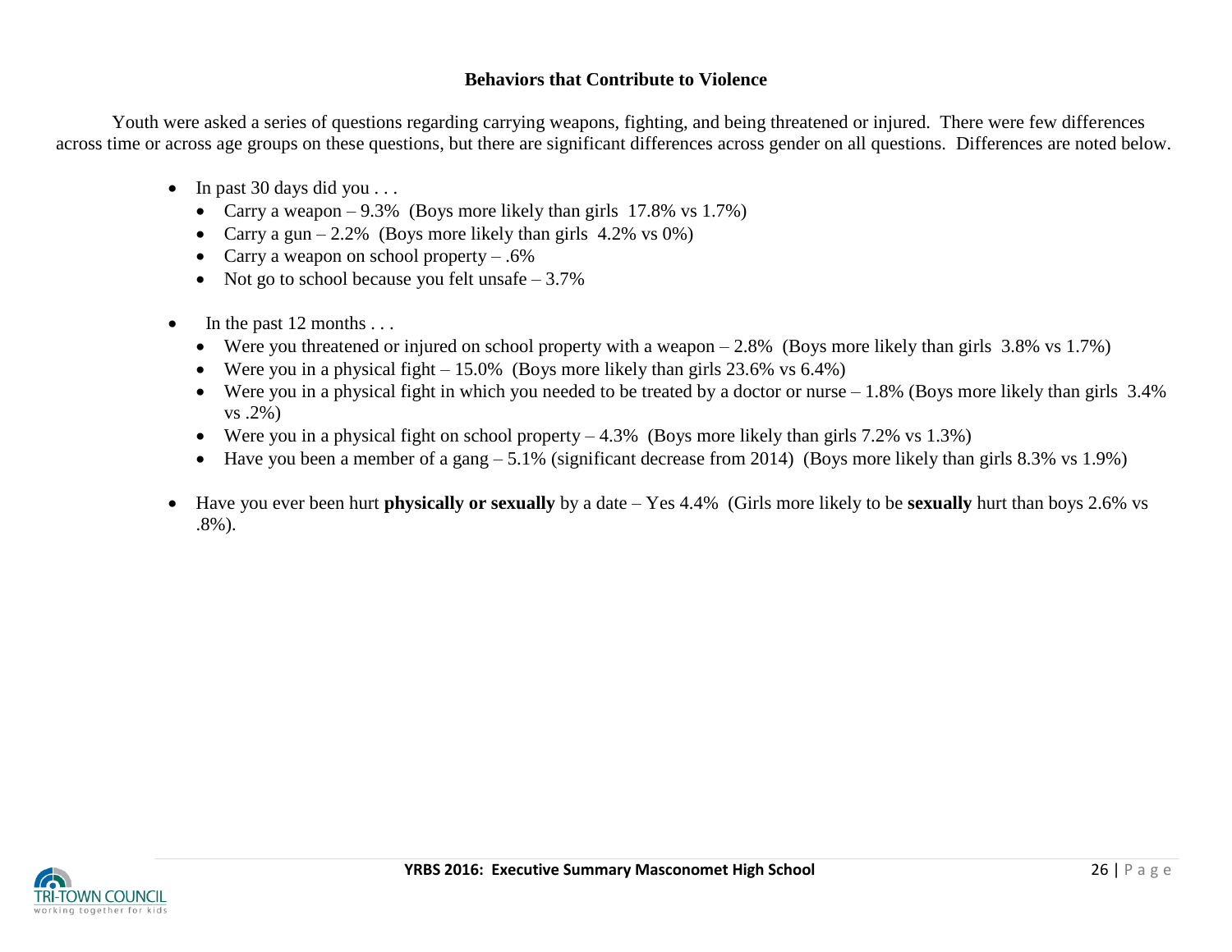## Behaviors that Contribute to Violence

Youth were asked a series of questions regarding carrying weapons, fighting, and being threatened or injured. There were few differences across time or across age groups on these questions, but there are significant differences across gender on all questions. Differences are noted below.

- In past 30 days did you . . .
  - Carry a weapon – 9.3% (Boys more likely than girls 17.8% vs 1.7%)
  - Carry a gun – 2.2% (Boys more likely than girls 4.2% vs 0%)
  - Carry a weapon on school property – .6%
  - Not go to school because you felt unsafe – 3.7%

- In the past 12 months . . .
  - Were you threatened or injured on school property with a weapon – 2.8% (Boys more likely than girls 3.8% vs 1.7%)
  - Were you in a physical fight – 15.0% (Boys more likely than girls 23.6% vs 6.4%)
  - Were you in a physical fight in which you needed to be treated by a doctor or nurse – 1.8% (Boys more likely than girls 3.4% vs .2%)
  - Were you in a physical fight on school property – 4.3% (Boys more likely than girls 7.2% vs 1.3%)
  - Have you been a member of a gang – 5.1% (significant decrease from 2014) (Boys more likely than girls 8.3% vs 1.9%)

- Have you ever been hurt **physically or sexually** by a date – Yes 4.4% (Girls more likely to be **sexually** hurt than boys 2.6% vs .8%).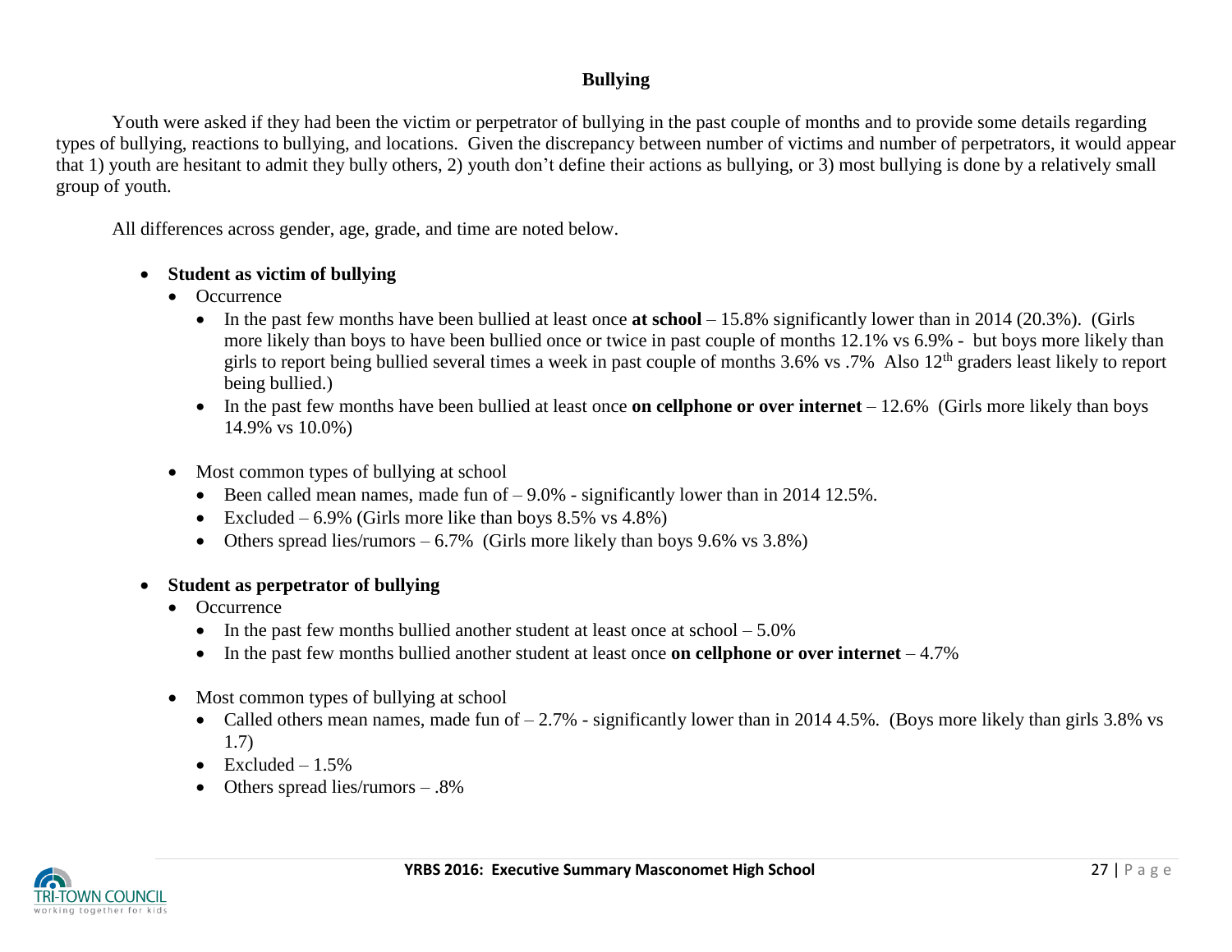## Bullying

Youth were asked if they had been the victim or perpetrator of bullying in the past couple of months and to provide some details regarding types of bullying, reactions to bullying, and locations. Given the discrepancy between number of victims and number of perpetrators, it would appear that 1) youth are hesitant to admit they bully others, 2) youth don't define their actions as bullying, or 3) most bullying is done by a relatively small group of youth.

All differences across gender, age, grade, and time are noted below.

- **Student as victim of bullying**
  - Occurrence
    - In the past few months have been bullied at least once **at school** – 15.8% significantly lower than in 2014 (20.3%). (Girls more likely than boys to have been bullied once or twice in past couple of months 12.1% vs 6.9% - but boys more likely than girls to report being bullied several times a week in past couple of months 3.6% vs .7% Also 12th graders least likely to report being bullied.)
    - In the past few months have been bullied at least once **on cellphone or over internet** – 12.6% (Girls more likely than boys 14.9% vs 10.0%)
  - Most common types of bullying at school
    - Been called mean names, made fun of – 9.0% - significantly lower than in 2014 12.5%.
    - Excluded – 6.9% (Girls more like than boys 8.5% vs 4.8%)
    - Others spread lies/rumors – 6.7% (Girls more likely than boys 9.6% vs 3.8%)
- **Student as perpetrator of bullying**
  - Occurrence
    - In the past few months bullied another student at least once at school – 5.0%
    - In the past few months bullied another student at least once **on cellphone or over internet** – 4.7%
  - Most common types of bullying at school
    - Called others mean names, made fun of – 2.7% - significantly lower than in 2014 4.5%. (Boys more likely than girls 3.8% vs 1.7)
    - Excluded – 1.5%
    - Others spread lies/rumors – .8%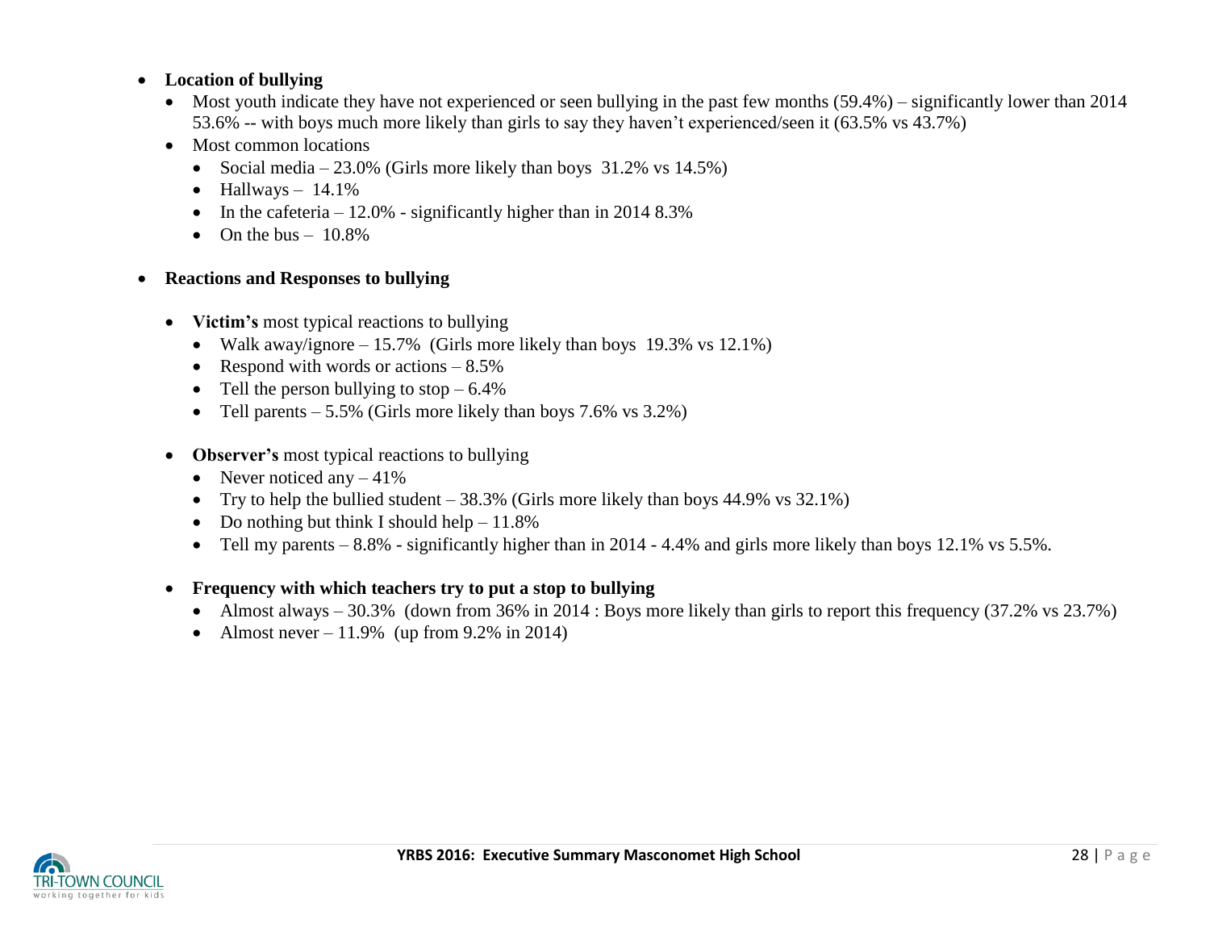- **Location of bullying**
  - Most youth indicate they have not experienced or seen bullying in the past few months (59.4%) – significantly lower than 2014 53.6% -- with boys much more likely than girls to say they haven't experienced/seen it (63.5% vs 43.7%)
  - Most common locations
    - Social media – 23.0% (Girls more likely than boys 31.2% vs 14.5%)
    - Hallways – 14.1%
    - In the cafeteria – 12.0% - significantly higher than in 2014 8.3%
    - On the bus – 10.8%

- **Reactions and Responses to bullying**
  - **Victim's** most typical reactions to bullying
    - Walk away/ignore – 15.7% (Girls more likely than boys 19.3% vs 12.1%)
    - Respond with words or actions – 8.5%
    - Tell the person bullying to stop – 6.4%
    - Tell parents – 5.5% (Girls more likely than boys 7.6% vs 3.2%)
  - **Observer's** most typical reactions to bullying
    - Never noticed any – 41%
    - Try to help the bullied student – 38.3% (Girls more likely than boys 44.9% vs 32.1%)
    - Do nothing but think I should help – 11.8%
    - Tell my parents – 8.8% - significantly higher than in 2014 - 4.4% and girls more likely than boys 12.1% vs 5.5%.
  - **Frequency with which teachers try to put a stop to bullying**
    - Almost always – 30.3% (down from 36% in 2014 : Boys more likely than girls to report this frequency (37.2% vs 23.7%)
    - Almost never – 11.9% (up from 9.2% in 2014)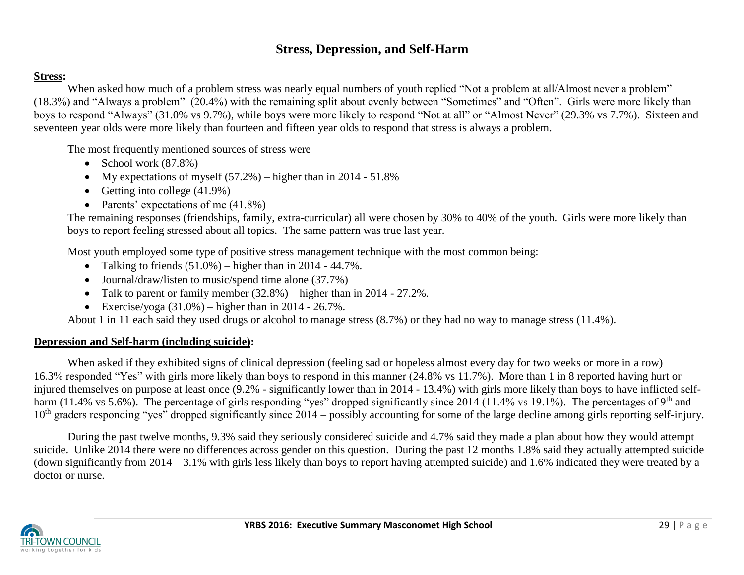# Stress, Depression, and Self-Harm

**Stress:**

When asked how much of a problem stress was nearly equal numbers of youth replied "Not a problem at all/Almost never a problem" (18.3%) and "Always a problem" (20.4%) with the remaining split about evenly between "Sometimes" and "Often". Girls were more likely than boys to respond "Always" (31.0% vs 9.7%), while boys were more likely to respond "Not at all" or "Almost Never" (29.3% vs 7.7%). Sixteen and seventeen year olds were more likely than fourteen and fifteen year olds to respond that stress is always a problem.

The most frequently mentioned sources of stress were

- School work (87.8%)
- My expectations of myself (57.2%) – higher than in 2014 - 51.8%
- Getting into college (41.9%)
- Parents' expectations of me (41.8%)

The remaining responses (friendships, family, extra-curricular) all were chosen by 30% to 40% of the youth. Girls were more likely than boys to report feeling stressed about all topics. The same pattern was true last year.

Most youth employed some type of positive stress management technique with the most common being:

- Talking to friends (51.0%) – higher than in 2014 - 44.7%.
- Journal/draw/listen to music/spend time alone (37.7%)
- Talk to parent or family member (32.8%) – higher than in 2014 - 27.2%.
- Exercise/yoga (31.0%) – higher than in 2014 - 26.7%.

About 1 in 11 each said they used drugs or alcohol to manage stress (8.7%) or they had no way to manage stress (11.4%).

**Depression and Self-harm (including suicide):**

When asked if they exhibited signs of clinical depression (feeling sad or hopeless almost every day for two weeks or more in a row) 16.3% responded "Yes" with girls more likely than boys to respond in this manner (24.8% vs 11.7%). More than 1 in 8 reported having hurt or injured themselves on purpose at least once (9.2% - significantly lower than in 2014 - 13.4%) with girls more likely than boys to have inflicted self-harm (11.4% vs 5.6%). The percentage of girls responding "yes" dropped significantly since 2014 (11.4% vs 19.1%). The percentages of 9th and 10th graders responding "yes" dropped significantly since 2014 – possibly accounting for some of the large decline among girls reporting self-injury.

During the past twelve months, 9.3% said they seriously considered suicide and 4.7% said they made a plan about how they would attempt suicide. Unlike 2014 there were no differences across gender on this question. During the past 12 months 1.8% said they actually attempted suicide (down significantly from 2014 – 3.1% with girls less likely than boys to report having attempted suicide) and 1.6% indicated they were treated by a doctor or nurse.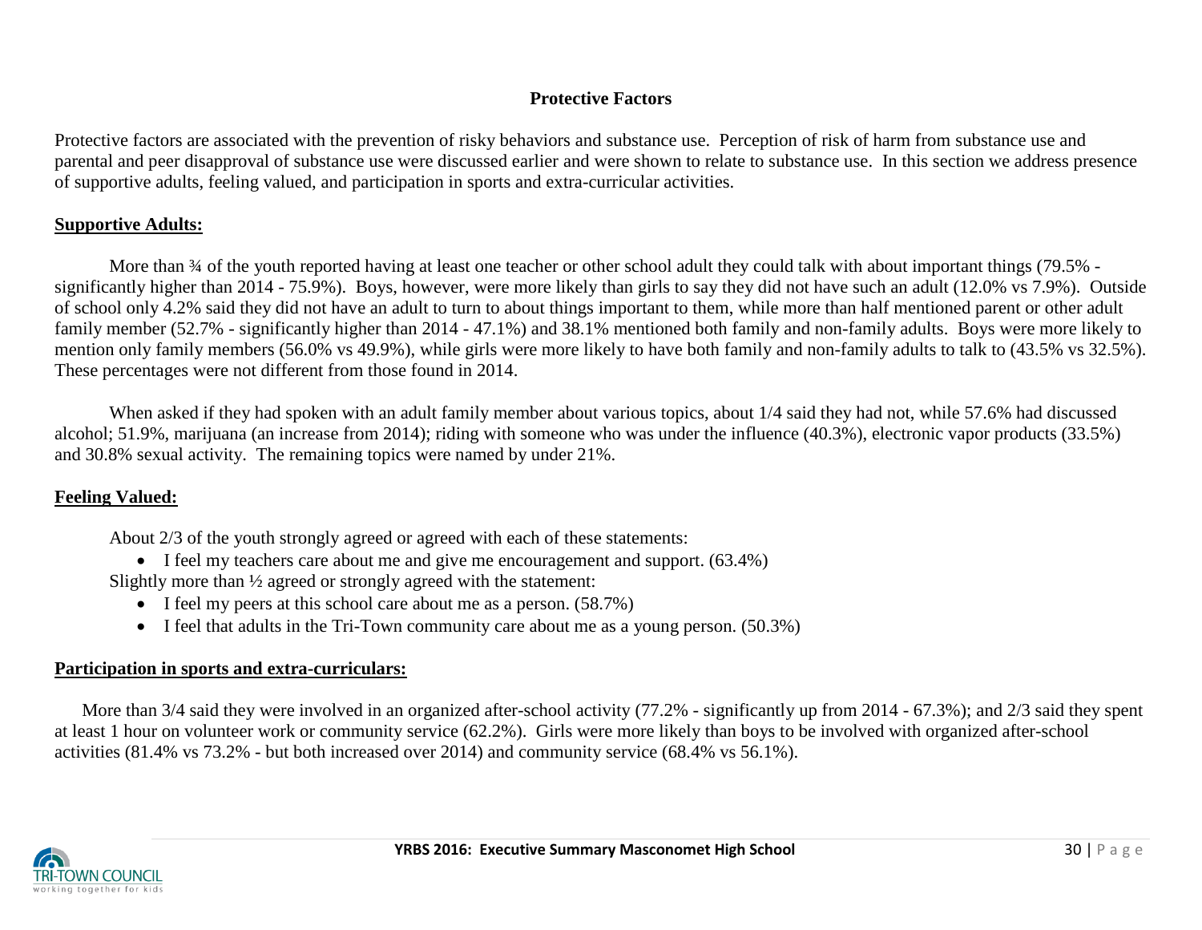## Protective Factors

Protective factors are associated with the prevention of risky behaviors and substance use. Perception of risk of harm from substance use and parental and peer disapproval of substance use were discussed earlier and were shown to relate to substance use. In this section we address presence of supportive adults, feeling valued, and participation in sports and extra-curricular activities.

### Supportive Adults:

More than ¾ of the youth reported having at least one teacher or other school adult they could talk with about important things (79.5% - significantly higher than 2014 - 75.9%). Boys, however, were more likely than girls to say they did not have such an adult (12.0% vs 7.9%). Outside of school only 4.2% said they did not have an adult to turn to about things important to them, while more than half mentioned parent or other adult family member (52.7% - significantly higher than 2014 - 47.1%) and 38.1% mentioned both family and non-family adults. Boys were more likely to mention only family members (56.0% vs 49.9%), while girls were more likely to have both family and non-family adults to talk to (43.5% vs 32.5%). These percentages were not different from those found in 2014.

When asked if they had spoken with an adult family member about various topics, about 1/4 said they had not, while 57.6% had discussed alcohol; 51.9%, marijuana (an increase from 2014); riding with someone who was under the influence (40.3%), electronic vapor products (33.5%) and 30.8% sexual activity. The remaining topics were named by under 21%.

### Feeling Valued:

About 2/3 of the youth strongly agreed or agreed with each of these statements:

- I feel my teachers care about me and give me encouragement and support. (63.4%)

Slightly more than ½ agreed or strongly agreed with the statement:

- I feel my peers at this school care about me as a person. (58.7%)
- I feel that adults in the Tri-Town community care about me as a young person. (50.3%)

### Participation in sports and extra-curriculars:

More than 3/4 said they were involved in an organized after-school activity (77.2% - significantly up from 2014 - 67.3%); and 2/3 said they spent at least 1 hour on volunteer work or community service (62.2%). Girls were more likely than boys to be involved with organized after-school activities (81.4% vs 73.2% - but both increased over 2014) and community service (68.4% vs 56.1%).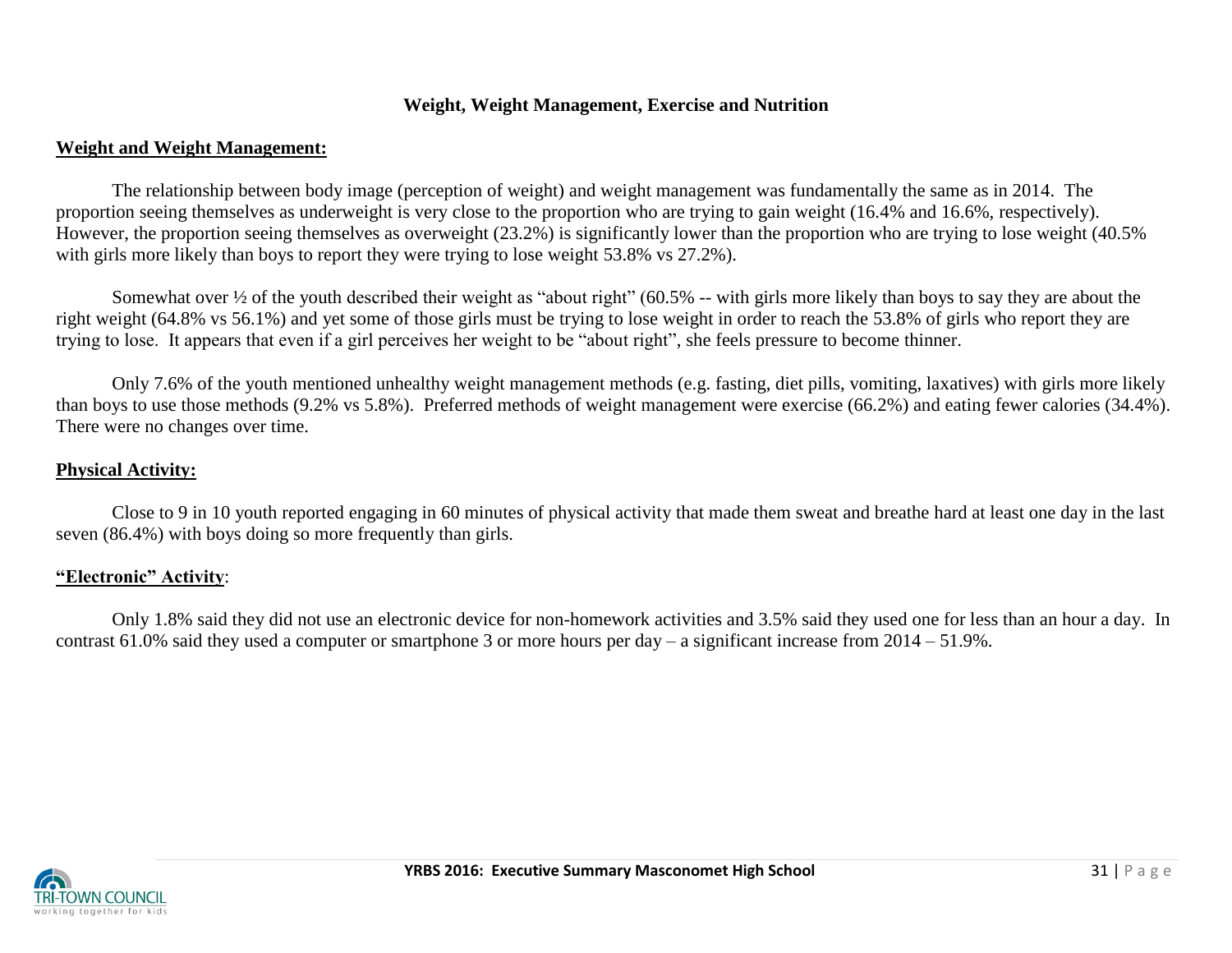## Weight, Weight Management, Exercise and Nutrition

### Weight and Weight Management:

The relationship between body image (perception of weight) and weight management was fundamentally the same as in 2014. The proportion seeing themselves as underweight is very close to the proportion who are trying to gain weight (16.4% and 16.6%, respectively). However, the proportion seeing themselves as overweight (23.2%) is significantly lower than the proportion who are trying to lose weight (40.5% with girls more likely than boys to report they were trying to lose weight 53.8% vs 27.2%).

Somewhat over ½ of the youth described their weight as "about right" (60.5% -- with girls more likely than boys to say they are about the right weight (64.8% vs 56.1%) and yet some of those girls must be trying to lose weight in order to reach the 53.8% of girls who report they are trying to lose. It appears that even if a girl perceives her weight to be "about right", she feels pressure to become thinner.

Only 7.6% of the youth mentioned unhealthy weight management methods (e.g. fasting, diet pills, vomiting, laxatives) with girls more likely than boys to use those methods (9.2% vs 5.8%). Preferred methods of weight management were exercise (66.2%) and eating fewer calories (34.4%). There were no changes over time.

### Physical Activity:

Close to 9 in 10 youth reported engaging in 60 minutes of physical activity that made them sweat and breathe hard at least one day in the last seven (86.4%) with boys doing so more frequently than girls.

### "Electronic" Activity:

Only 1.8% said they did not use an electronic device for non-homework activities and 3.5% said they used one for less than an hour a day. In contrast 61.0% said they used a computer or smartphone 3 or more hours per day – a significant increase from 2014 – 51.9%.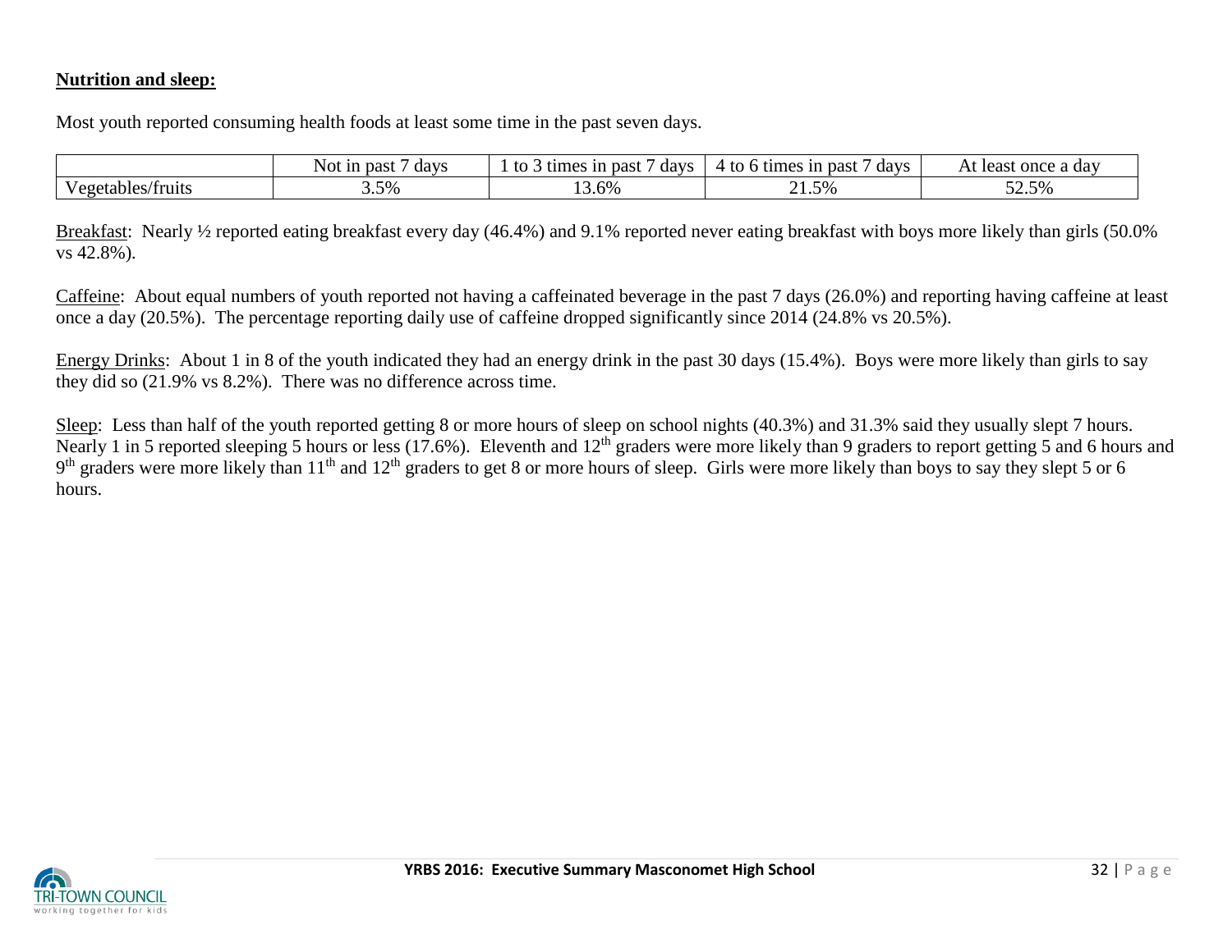**Nutrition and sleep:**

Most youth reported consuming health foods at least some time in the past seven days.

| | Not in past 7 days | 1 to 3 times in past 7 days | 4 to 6 times in past 7 days | At least once a day |
|---|---|---|---|---|
| Vegetables/fruits | 3.5% | 13.6% | 21.5% | 52.5% |

Breakfast: Nearly ½ reported eating breakfast every day (46.4%) and 9.1% reported never eating breakfast with boys more likely than girls (50.0% vs 42.8%).

Caffeine: About equal numbers of youth reported not having a caffeinated beverage in the past 7 days (26.0%) and reporting having caffeine at least once a day (20.5%). The percentage reporting daily use of caffeine dropped significantly since 2014 (24.8% vs 20.5%).

Energy Drinks: About 1 in 8 of the youth indicated they had an energy drink in the past 30 days (15.4%). Boys were more likely than girls to say they did so (21.9% vs 8.2%). There was no difference across time.

Sleep: Less than half of the youth reported getting 8 or more hours of sleep on school nights (40.3%) and 31.3% said they usually slept 7 hours. Nearly 1 in 5 reported sleeping 5 hours or less (17.6%). Eleventh and 12th graders were more likely than 9 graders to report getting 5 and 6 hours and 9th graders were more likely than 11th and 12th graders to get 8 or more hours of sleep. Girls were more likely than boys to say they slept 5 or 6 hours.